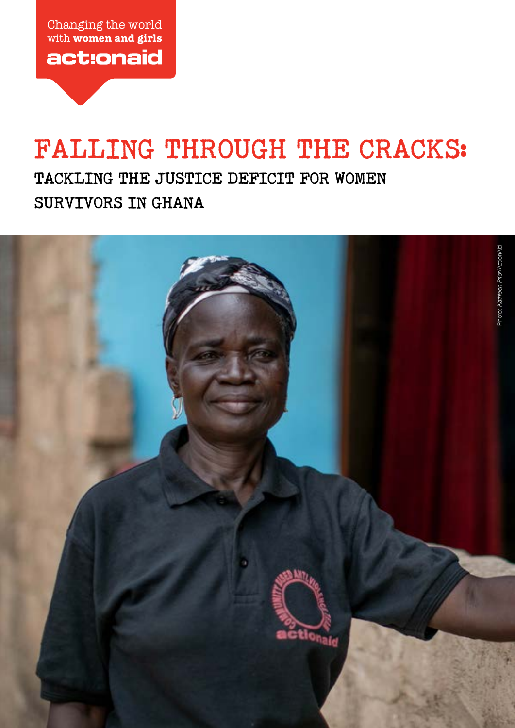Changing the world with **women and girls**

actionaid

# FALLING THROUGH THE CRACKS:

## TACKLING THE JUSTICE DEFICIT FOR WOMEN SURVIVORS IN GHANA

Photo: *Kathleen Prior*/ActionAid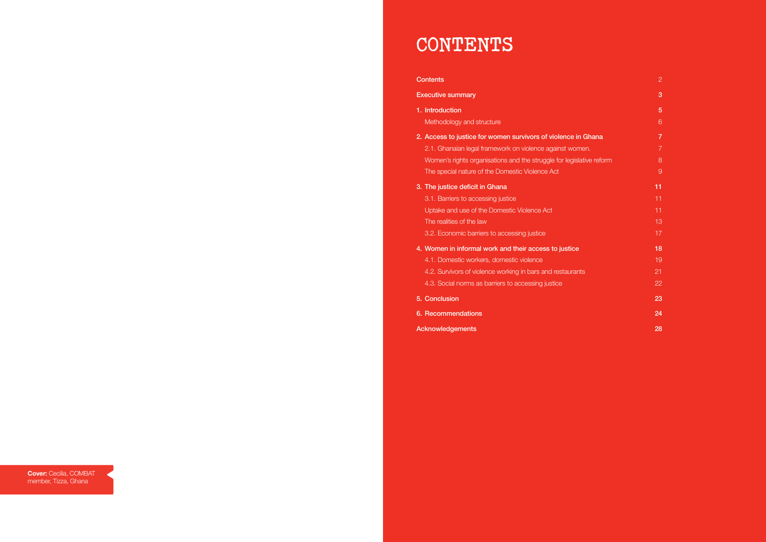# CONTENTS

| | |
|---|---|
| **Contents** | 2 |
| **Executive summary** | **3** |
| **1. Introduction** | **5** |
| Methodology and structure | 6 |
| **2. Access to justice for women survivors of violence in Ghana** | **7** |
| 2.1. Ghanaian legal framework on violence against women. | 7 |
| Women's rights organisations and the struggle for legislative reform | 8 |
| The special nature of the Domestic Violence Act | 9 |
| **3. The justice deficit in Ghana** | **11** |
| 3.1. Barriers to accessing justice | 11 |
| Uptake and use of the Domestic Violence Act | 11 |
| The realities of the law | 13 |
| 3.2. Economic barriers to accessing justice | 17 |
| **4. Women in informal work and their access to justice** | **18** |
| 4.1. Domestic workers, domestic violence | 19 |
| 4.2. Survivors of violence working in bars and restaurants | 21 |
| 4.3. Social norms as barriers to accessing justice | 22 |
| **5. Conclusion** | **23** |
| **6. Recommendations** | **24** |
| **Acknowledgements** | **28** |

**Cover:** Cecilia, COMBAT member, Tizza, Ghana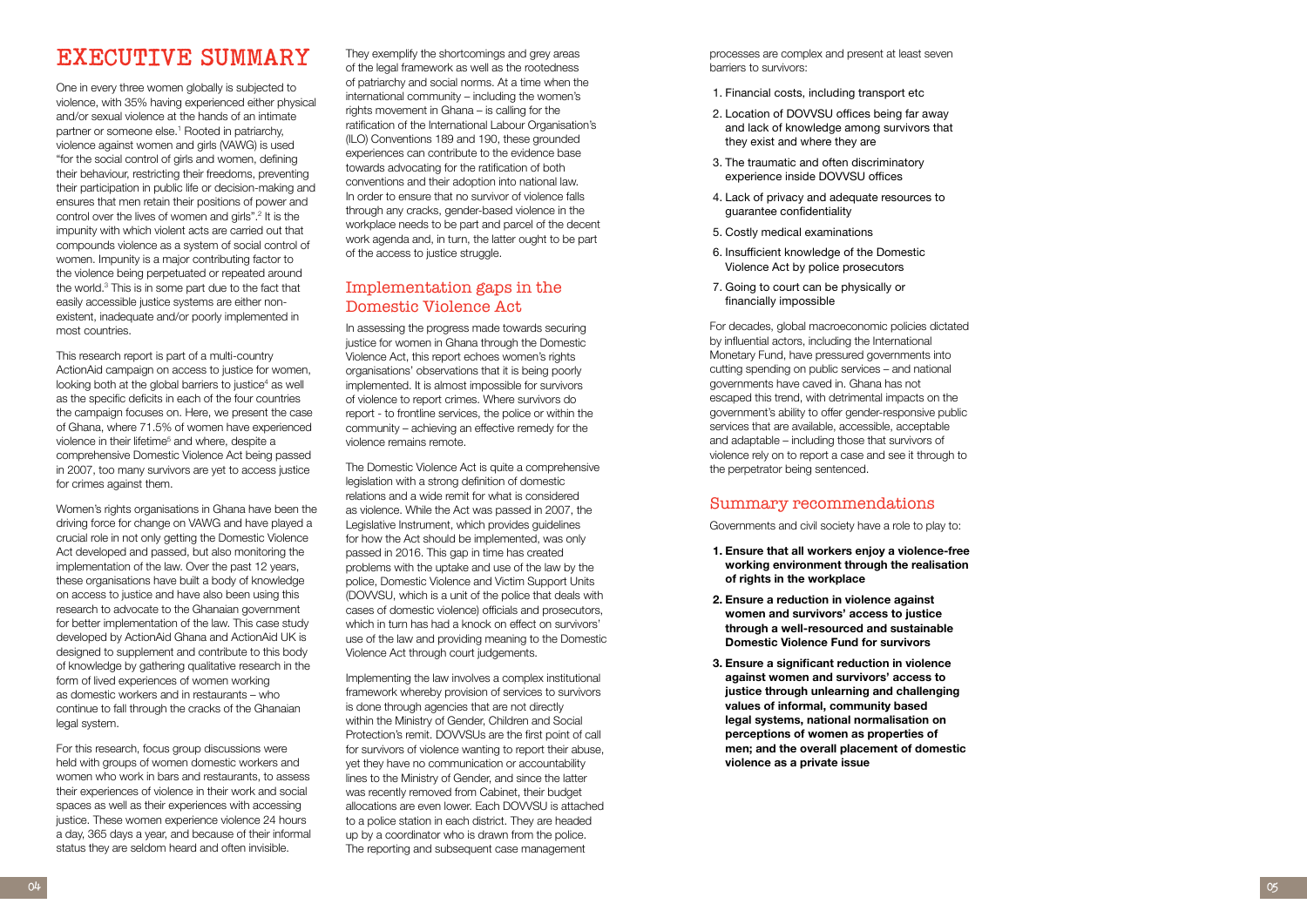# EXECUTIVE SUMMARY

One in every three women globally is subjected to violence, with 35% having experienced either physical and/or sexual violence at the hands of an intimate partner or someone else.[1] Rooted in patriarchy, violence against women and girls (VAWG) is used "for the social control of girls and women, defining their behaviour, restricting their freedoms, preventing their participation in public life or decision-making and ensures that men retain their positions of power and control over the lives of women and girls".[2] It is the impunity with which violent acts are carried out that compounds violence as a system of social control of women. Impunity is a major contributing factor to the violence being perpetuated or repeated around the world.[3] This is in some part due to the fact that easily accessible justice systems are either non-existent, inadequate and/or poorly implemented in most countries.

This research report is part of a multi-country ActionAid campaign on access to justice for women, looking both at the global barriers to justice[4] as well as the specific deficits in each of the four countries the campaign focuses on. Here, we present the case of Ghana, where 71.5% of women have experienced violence in their lifetime[5] and where, despite a comprehensive Domestic Violence Act being passed in 2007, too many survivors are yet to access justice for crimes against them.

Women's rights organisations in Ghana have been the driving force for change on VAWG and have played a crucial role in not only getting the Domestic Violence Act developed and passed, but also monitoring the implementation of the law. Over the past 12 years, these organisations have built a body of knowledge on access to justice and have also been using this research to advocate to the Ghanaian government for better implementation of the law. This case study developed by ActionAid Ghana and ActionAid UK is designed to supplement and contribute to this body of knowledge by gathering qualitative research in the form of lived experiences of women working as domestic workers and in restaurants – who continue to fall through the cracks of the Ghanaian legal system.

For this research, focus group discussions were held with groups of women domestic workers and women who work in bars and restaurants, to assess their experiences of violence in their work and social spaces as well as their experiences with accessing justice. These women experience violence 24 hours a day, 365 days a year, and because of their informal status they are seldom heard and often invisible.

They exemplify the shortcomings and grey areas of the legal framework as well as the rootedness of patriarchy and social norms. At a time when the international community – including the women's rights movement in Ghana – is calling for the ratification of the International Labour Organisation's (ILO) Conventions 189 and 190, these grounded experiences can contribute to the evidence base towards advocating for the ratification of both conventions and their adoption into national law. In order to ensure that no survivor of violence falls through any cracks, gender-based violence in the workplace needs to be part and parcel of the decent work agenda and, in turn, the latter ought to be part of the access to justice struggle.

## Implementation gaps in the Domestic Violence Act

In assessing the progress made towards securing justice for women in Ghana through the Domestic Violence Act, this report echoes women's rights organisations' observations that it is being poorly implemented. It is almost impossible for survivors of violence to report crimes. Where survivors do report - to frontline services, the police or within the community – achieving an effective remedy for the violence remains remote.

The Domestic Violence Act is quite a comprehensive legislation with a strong definition of domestic relations and a wide remit for what is considered as violence. While the Act was passed in 2007, the Legislative Instrument, which provides guidelines for how the Act should be implemented, was only passed in 2016. This gap in time has created problems with the uptake and use of the law by the police, Domestic Violence and Victim Support Units (DOVVSU, which is a unit of the police that deals with cases of domestic violence) officials and prosecutors, which in turn has had a knock on effect on survivors' use of the law and providing meaning to the Domestic Violence Act through court judgements.

Implementing the law involves a complex institutional framework whereby provision of services to survivors is done through agencies that are not directly within the Ministry of Gender, Children and Social Protection's remit. DOVVSUs are the first point of call for survivors of violence wanting to report their abuse, yet they have no communication or accountability lines to the Ministry of Gender, and since the latter was recently removed from Cabinet, their budget allocations are even lower. Each DOVVSU is attached to a police station in each district. They are headed up by a coordinator who is drawn from the police. The reporting and subsequent case management processes are complex and present at least seven barriers to survivors:

1. Financial costs, including transport etc
2. Location of DOVVSU offices being far away and lack of knowledge among survivors that they exist and where they are
3. The traumatic and often discriminatory experience inside DOVVSU offices
4. Lack of privacy and adequate resources to guarantee confidentiality
5. Costly medical examinations
6. Insufficient knowledge of the Domestic Violence Act by police prosecutors
7. Going to court can be physically or financially impossible

For decades, global macroeconomic policies dictated by influential actors, including the International Monetary Fund, have pressured governments into cutting spending on public services – and national governments have caved in. Ghana has not escaped this trend, with detrimental impacts on the government's ability to offer gender-responsive public services that are available, accessible, acceptable and adaptable – including those that survivors of violence rely on to report a case and see it through to the perpetrator being sentenced.

## Summary recommendations

Governments and civil society have a role to play to:

1. **Ensure that all workers enjoy a violence-free working environment through the realisation of rights in the workplace**
2. **Ensure a reduction in violence against women and survivors' access to justice through a well-resourced and sustainable Domestic Violence Fund for survivors**
3. **Ensure a significant reduction in violence against women and survivors' access to justice through unlearning and challenging values of informal, community based legal systems, national normalisation on perceptions of women as properties of men; and the overall placement of domestic violence as a private issue**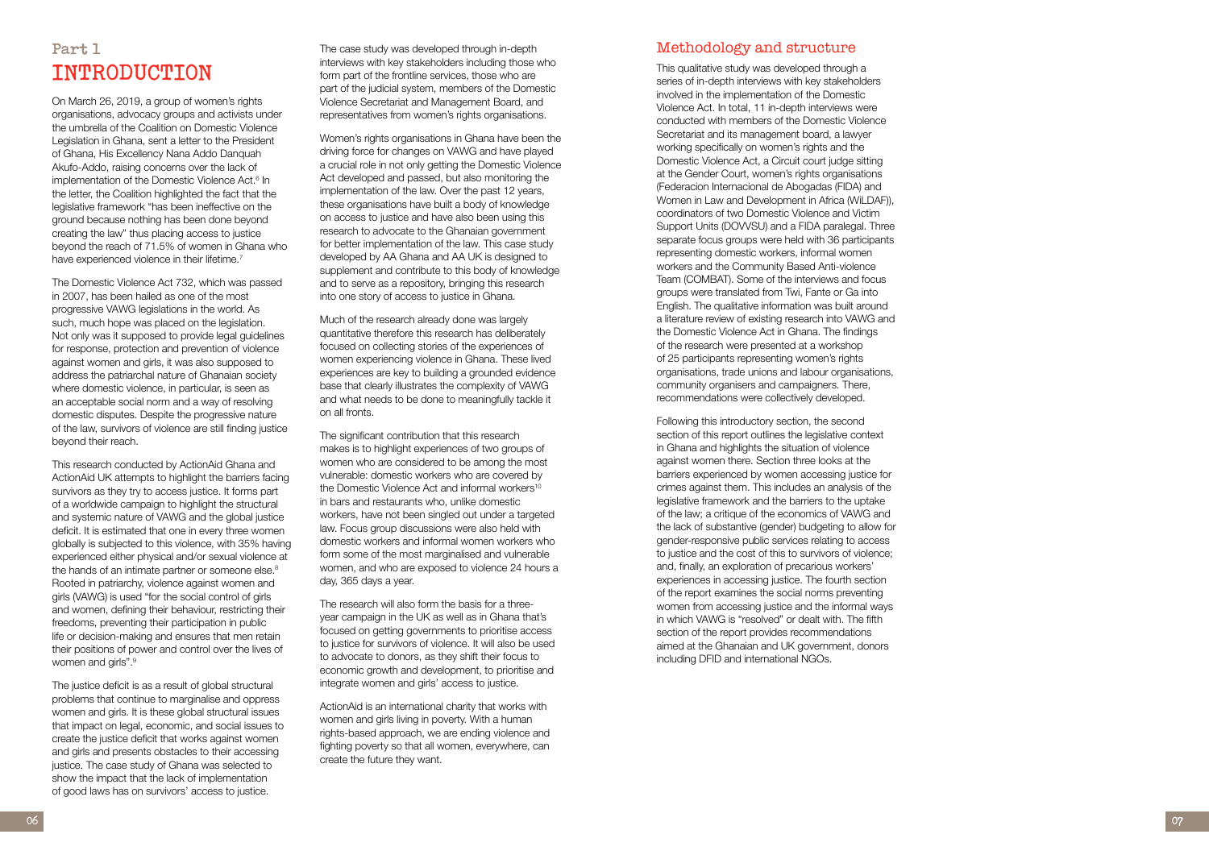## Part 1

# INTRODUCTION

On March 26, 2019, a group of women's rights organisations, advocacy groups and activists under the umbrella of the Coalition on Domestic Violence Legislation in Ghana, sent a letter to the President of Ghana, His Excellency Nana Addo Danquah Akufo-Addo, raising concerns over the lack of implementation of the Domestic Violence Act.[6] In the letter, the Coalition highlighted the fact that the legislative framework "has been ineffective on the ground because nothing has been done beyond creating the law" thus placing access to justice beyond the reach of 71.5% of women in Ghana who have experienced violence in their lifetime.[7]

The Domestic Violence Act 732, which was passed in 2007, has been hailed as one of the most progressive VAWG legislations in the world. As such, much hope was placed on the legislation. Not only was it supposed to provide legal guidelines for response, protection and prevention of violence against women and girls, it was also supposed to address the patriarchal nature of Ghanaian society where domestic violence, in particular, is seen as an acceptable social norm and a way of resolving domestic disputes. Despite the progressive nature of the law, survivors of violence are still finding justice beyond their reach.

This research conducted by ActionAid Ghana and ActionAid UK attempts to highlight the barriers facing survivors as they try to access justice. It forms part of a worldwide campaign to highlight the structural and systemic nature of VAWG and the global justice deficit. It is estimated that one in every three women globally is subjected to this violence, with 35% having experienced either physical and/or sexual violence at the hands of an intimate partner or someone else.[8] Rooted in patriarchy, violence against women and girls (VAWG) is used "for the social control of girls and women, defining their behaviour, restricting their freedoms, preventing their participation in public life or decision-making and ensures that men retain their positions of power and control over the lives of women and girls".[9]

The justice deficit is as a result of global structural problems that continue to marginalise and oppress women and girls. It is these global structural issues that impact on legal, economic, and social issues to create the justice deficit that works against women and girls and presents obstacles to their accessing justice. The case study of Ghana was selected to show the impact that the lack of implementation of good laws has on survivors' access to justice.

The case study was developed through in-depth interviews with key stakeholders including those who form part of the frontline services, those who are part of the judicial system, members of the Domestic Violence Secretariat and Management Board, and representatives from women's rights organisations.

Women's rights organisations in Ghana have been the driving force for changes on VAWG and have played a crucial role in not only getting the Domestic Violence Act developed and passed, but also monitoring the implementation of the law. Over the past 12 years, these organisations have built a body of knowledge on access to justice and have also been using this research to advocate to the Ghanaian government for better implementation of the law. This case study developed by AA Ghana and AA UK is designed to supplement and contribute to this body of knowledge and to serve as a repository, bringing this research into one story of access to justice in Ghana.

Much of the research already done was largely quantitative therefore this research has deliberately focused on collecting stories of the experiences of women experiencing violence in Ghana. These lived experiences are key to building a grounded evidence base that clearly illustrates the complexity of VAWG and what needs to be done to meaningfully tackle it on all fronts.

The significant contribution that this research makes is to highlight experiences of two groups of women who are considered to be among the most vulnerable: domestic workers who are covered by the Domestic Violence Act and informal workers[10] in bars and restaurants who, unlike domestic workers, have not been singled out under a targeted law. Focus group discussions were also held with domestic workers and informal women workers who form some of the most marginalised and vulnerable women, and who are exposed to violence 24 hours a day, 365 days a year.

The research will also form the basis for a three-year campaign in the UK as well as in Ghana that's focused on getting governments to prioritise access to justice for survivors of violence. It will also be used to advocate to donors, as they shift their focus to economic growth and development, to prioritise and integrate women and girls' access to justice.

ActionAid is an international charity that works with women and girls living in poverty. With a human rights-based approach, we are ending violence and fighting poverty so that all women, everywhere, can create the future they want.

## Methodology and structure

This qualitative study was developed through a series of in-depth interviews with key stakeholders involved in the implementation of the Domestic Violence Act. In total, 11 in-depth interviews were conducted with members of the Domestic Violence Secretariat and its management board, a lawyer working specifically on women's rights and the Domestic Violence Act, a Circuit court judge sitting at the Gender Court, women's rights organisations (Federacion Internacional de Abogadas (FIDA) and Women in Law and Development in Africa (WiLDAF)), coordinators of two Domestic Violence and Victim Support Units (DOVVSU) and a FIDA paralegal. Three separate focus groups were held with 36 participants representing domestic workers, informal women workers and the Community Based Anti-violence Team (COMBAT). Some of the interviews and focus groups were translated from Twi, Fante or Ga into English. The qualitative information was built around a literature review of existing research into VAWG and the Domestic Violence Act in Ghana. The findings of the research were presented at a workshop of 25 participants representing women's rights organisations, trade unions and labour organisations, community organisers and campaigners. There, recommendations were collectively developed.

Following this introductory section, the second section of this report outlines the legislative context in Ghana and highlights the situation of violence against women there. Section three looks at the barriers experienced by women accessing justice for crimes against them. This includes an analysis of the legislative framework and the barriers to the uptake of the law; a critique of the economics of VAWG and the lack of substantive (gender) budgeting to allow for gender-responsive public services relating to access to justice and the cost of this to survivors of violence; and, finally, an exploration of precarious workers' experiences in accessing justice. The fourth section of the report examines the social norms preventing women from accessing justice and the informal ways in which VAWG is "resolved" or dealt with. The fifth section of the report provides recommendations aimed at the Ghanaian and UK government, donors including DFID and international NGOs.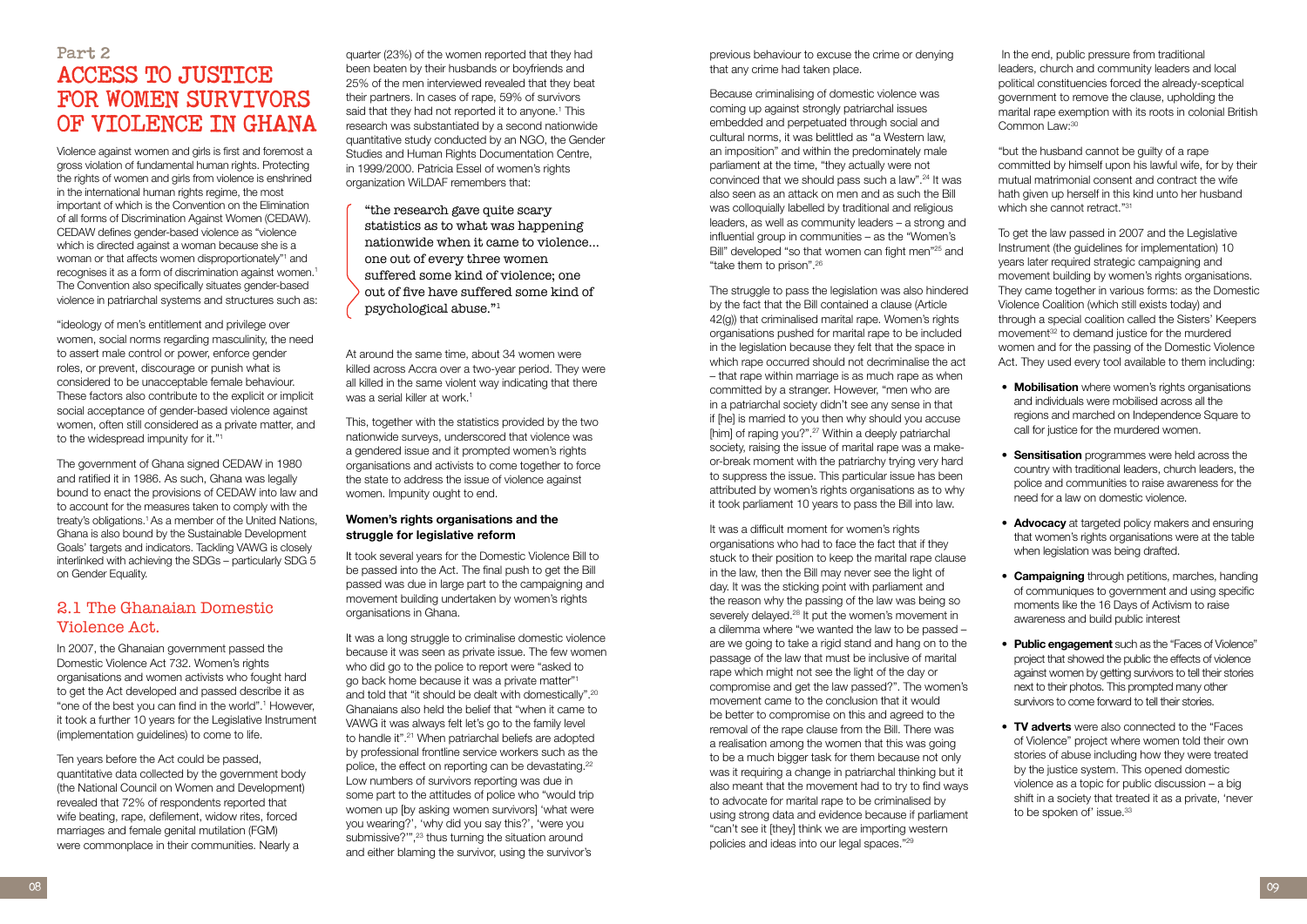## Part 2

# ACCESS TO JUSTICE FOR WOMEN SURVIVORS OF VIOLENCE IN GHANA

Violence against women and girls is first and foremost a gross violation of fundamental human rights. Protecting the rights of women and girls from violence is enshrined in the international human rights regime, the most important of which is the Convention on the Elimination of all forms of Discrimination Against Women (CEDAW). CEDAW defines gender-based violence as "violence which is directed against a woman because she is a woman or that affects women disproportionately"[1] and recognises it as a form of discrimination against women.[1] The Convention also specifically situates gender-based violence in patriarchal systems and structures such as:

"ideology of men's entitlement and privilege over women, social norms regarding masculinity, the need to assert male control or power, enforce gender roles, or prevent, discourage or punish what is considered to be unacceptable female behaviour. These factors also contribute to the explicit or implicit social acceptance of gender-based violence against women, often still considered as a private matter, and to the widespread impunity for it."[1]

The government of Ghana signed CEDAW in 1980 and ratified it in 1986. As such, Ghana was legally bound to enact the provisions of CEDAW into law and to account for the measures taken to comply with the treaty's obligations.[1] As a member of the United Nations, Ghana is also bound by the Sustainable Development Goals' targets and indicators. Tackling VAWG is closely interlinked with achieving the SDGs – particularly SDG 5 on Gender Equality.

## 2.1 The Ghanaian Domestic Violence Act.

In 2007, the Ghanaian government passed the Domestic Violence Act 732. Women's rights organisations and women activists who fought hard to get the Act developed and passed describe it as "one of the best you can find in the world".[1] However, it took a further 10 years for the Legislative Instrument (implementation guidelines) to come to life.

Ten years before the Act could be passed, quantitative data collected by the government body (the National Council on Women and Development) revealed that 72% of respondents reported that wife beating, rape, defilement, widow rites, forced marriages and female genital mutilation (FGM) were commonplace in their communities. Nearly a quarter (23%) of the women reported that they had been beaten by their husbands or boyfriends and 25% of the men interviewed revealed that they beat their partners. In cases of rape, 59% of survivors said that they had not reported it to anyone.[1] This research was substantiated by a second nationwide quantitative study conducted by an NGO, the Gender Studies and Human Rights Documentation Centre, in 1999/2000. Patricia Essel of women's rights organization WiLDAF remembers that:

> "the research gave quite scary statistics as to what was happening nationwide when it came to violence... one out of every three women suffered some kind of violence; one out of five have suffered some kind of psychological abuse."[1]

At around the same time, about 34 women were killed across Accra over a two-year period. They were all killed in the same violent way indicating that there was a serial killer at work.[1]

This, together with the statistics provided by the two nationwide surveys, underscored that violence was a gendered issue and it prompted women's rights organisations and activists to come together to force the state to address the issue of violence against women. Impunity ought to end.

### Women's rights organisations and the struggle for legislative reform

It took several years for the Domestic Violence Bill to be passed into the Act. The final push to get the Bill passed was due in large part to the campaigning and movement building undertaken by women's rights organisations in Ghana.

It was a long struggle to criminalise domestic violence because it was seen as private issue. The few women who did go to the police to report were "asked to go back home because it was a private matter"[1] and told that "it should be dealt with domestically".[20] Ghanaians also held the belief that "when it came to VAWG it was always felt let's go to the family level to handle it".[21] When patriarchal beliefs are adopted by professional frontline service workers such as the police, the effect on reporting can be devastating.[22] Low numbers of survivors reporting was due in some part to the attitudes of police who "would trip women up [by asking women survivors] 'what were you wearing?', 'why did you say this?', 'were you submissive?'",[23] thus turning the situation around and either blaming the survivor, using the survivor's previous behaviour to excuse the crime or denying that any crime had taken place.

Because criminalising of domestic violence was coming up against strongly patriarchal issues embedded and perpetuated through social and cultural norms, it was belittled as "a Western law, an imposition" and within the predominately male parliament at the time, "they actually were not convinced that we should pass such a law".[24] It was also seen as an attack on men and as such the Bill was colloquially labelled by traditional and religious leaders, as well as community leaders – a strong and influential group in communities – as the "Women's Bill" developed "so that women can fight men"[25] and "take them to prison".[26]

The struggle to pass the legislation was also hindered by the fact that the Bill contained a clause (Article 42(g)) that criminalised marital rape. Women's rights organisations pushed for marital rape to be included in the legislation because they felt that the space in which rape occurred should not decriminalise the act – that rape within marriage is as much rape as when committed by a stranger. However, "men who are in a patriarchal society didn't see any sense in that if [he] is married to you then why should you accuse [him] of raping you?".[27] Within a deeply patriarchal society, raising the issue of marital rape was a make-or-break moment with the patriarchy trying very hard to suppress the issue. This particular issue has been attributed by women's rights organisations as to why it took parliament 10 years to pass the Bill into law.

It was a difficult moment for women's rights organisations who had to face the fact that if they stuck to their position to keep the marital rape clause in the law, then the Bill may never see the light of day. It was the sticking point with parliament and the reason why the passing of the law was being so severely delayed.[28] It put the women's movement in a dilemma where "we wanted the law to be passed – are we going to take a rigid stand and hang on to the passage of the law that must be inclusive of marital rape which might not see the light of the day or compromise and get the law passed?". The women's movement came to the conclusion that it would be better to compromise on this and agreed to the removal of the rape clause from the Bill. There was a realisation among the women that this was going to be a much bigger task for them because not only was it requiring a change in patriarchal thinking but it also meant that the movement had to try to find ways to advocate for marital rape to be criminalised by using strong data and evidence because if parliament "can't see it [they] think we are importing western policies and ideas into our legal spaces."[29]

In the end, public pressure from traditional leaders, church and community leaders and local political constituencies forced the already-sceptical government to remove the clause, upholding the marital rape exemption with its roots in colonial British Common Law:[30]

"but the husband cannot be guilty of a rape committed by himself upon his lawful wife, for by their mutual matrimonial consent and contract the wife hath given up herself in this kind unto her husband which she cannot retract."[31]

To get the law passed in 2007 and the Legislative Instrument (the guidelines for implementation) 10 years later required strategic campaigning and movement building by women's rights organisations. They came together in various forms: as the Domestic Violence Coalition (which still exists today) and through a special coalition called the Sisters' Keepers movement[32] to demand justice for the murdered women and for the passing of the Domestic Violence Act. They used every tool available to them including:

- **Mobilisation** where women's rights organisations and individuals were mobilised across all the regions and marched on Independence Square to call for justice for the murdered women.
- **Sensitisation** programmes were held across the country with traditional leaders, church leaders, the police and communities to raise awareness for the need for a law on domestic violence.
- **Advocacy** at targeted policy makers and ensuring that women's rights organisations were at the table when legislation was being drafted.
- **Campaigning** through petitions, marches, handing of communiques to government and using specific moments like the 16 Days of Activism to raise awareness and build public interest
- **Public engagement** such as the "Faces of Violence" project that showed the public the effects of violence against women by getting survivors to tell their stories next to their photos. This prompted many other survivors to come forward to tell their stories.
- **TV adverts** were also connected to the "Faces of Violence" project where women told their own stories of abuse including how they were treated by the justice system. This opened domestic violence as a topic for public discussion – a big shift in a society that treated it as a private, 'never to be spoken of' issue.[33]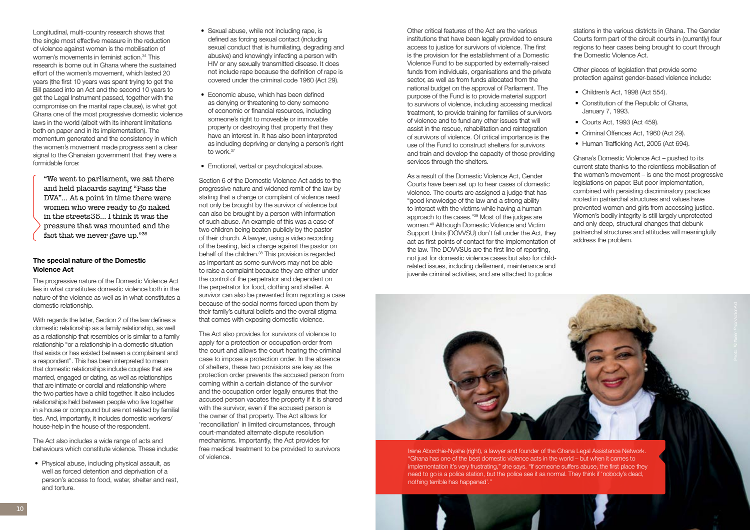Longitudinal, multi-country research shows that the single most effective measure in the reduction of violence against women is the mobilisation of women's movements in feminist action.[34] This research is borne out in Ghana where the sustained effort of the women's movement, which lasted 20 years (the first 10 years was spent trying to get the Bill passed into an Act and the second 10 years to get the Legal Instrument passed, together with the compromise on the marital rape clause), is what got Ghana one of the most progressive domestic violence laws in the world (albeit with its inherent limitations both on paper and in its implementation). The momentum generated and the consistency in which the women's movement made progress sent a clear signal to the Ghanaian government that they were a formidable force:

> "We went to parliament, we sat there and held placards saying "Pass the DVA"... At a point in time there were women who were ready to go naked in the streets35... I think it was the pressure that was mounted and the fact that we never gave up."[36]

### The special nature of the Domestic Violence Act

The progressive nature of the Domestic Violence Act lies in what constitutes domestic violence both in the nature of the violence as well as in what constitutes a domestic relationship.

With regards the latter, Section 2 of the law defines a domestic relationship as a family relationship, as well as a relationship that resembles or is similar to a family relationship "or a relationship in a domestic situation that exists or has existed between a complainant and a respondent". This has been interpreted to mean that domestic relationships include couples that are married, engaged or dating, as well as relationships that are intimate or cordial and relationship where the two parties have a child together. It also includes relationships held between people who live together in a house or compound but are not related by familial ties. And, importantly, it includes domestic workers/house-help in the house of the respondent.

The Act also includes a wide range of acts and behaviours which constitute violence. These include:

- Physical abuse, including physical assault, as well as forced detention and deprivation of a person's access to food, water, shelter and rest, and torture.
- Sexual abuse, while not including rape, is defined as forcing sexual contact (including sexual conduct that is humiliating, degrading and abusive) and knowingly infecting a person with HIV or any sexually transmitted disease. It does not include rape because the definition of rape is covered under the criminal code 1960 (Act 29).
- Economic abuse, which has been defined as denying or threatening to deny someone of economic or financial resources, including someone's right to moveable or immovable property or destroying that property that they have an interest in. It has also been interpreted as including depriving or denying a person's right to work.[37]
- Emotional, verbal or psychological abuse.

Section 6 of the Domestic Violence Act adds to the progressive nature and widened remit of the law by stating that a charge or complaint of violence need not only be brought by the survivor of violence but can also be brought by a person with information of such abuse. An example of this was a case of two children being beaten publicly by the pastor of their church. A lawyer, using a video recording of the beating, laid a charge against the pastor on behalf of the children.[38] This provision is regarded as important as some survivors may not be able to raise a complaint because they are either under the control of the perpetrator and dependent on the perpetrator for food, clothing and shelter. A survivor can also be prevented from reporting a case because of the social norms forced upon them by their family's cultural beliefs and the overall stigma that comes with exposing domestic violence.

The Act also provides for survivors of violence to apply for a protection or occupation order from the court and allows the court hearing the criminal case to impose a protection order. In the absence of shelters, these two provisions are key as the protection order prevents the accused person from coming within a certain distance of the survivor and the occupation order legally ensures that the accused person vacates the property if it is shared with the survivor, even if the accused person is the owner of that property. The Act allows for 'reconciliation' in limited circumstances, through court-mandated alternate dispute resolution mechanisms. Importantly, the Act provides for free medical treatment to be provided to survivors of violence.

Other critical features of the Act are the various institutions that have been legally provided to ensure access to justice for survivors of violence. The first is the provision for the establishment of a Domestic Violence Fund to be supported by externally-raised funds from individuals, organisations and the private sector, as well as from funds allocated from the national budget on the approval of Parliament. The purpose of the Fund is to provide material support to survivors of violence, including accessing medical treatment, to provide training for families of survivors of violence and to fund any other issues that will assist in the rescue, rehabilitation and reintegration of survivors of violence. Of critical importance is the use of the Fund to construct shelters for survivors and train and develop the capacity of those providing services through the shelters.

As a result of the Domestic Violence Act, Gender Courts have been set up to hear cases of domestic violence. The courts are assigned a judge that has "good knowledge of the law and a strong ability to interact with the victims while having a human approach to the cases."[39] Most of the judges are women.[40] Although Domestic Violence and Victim Support Units (DOVVSU) don't fall under the Act, they act as first points of contact for the implementation of the law. The DOVVSUs are the first line of reporting, not just for domestic violence cases but also for child-related issues, including defilement, maintenance and juvenile criminal activities, and are attached to police stations in the various districts in Ghana. The Gender Courts form part of the circuit courts in (currently) four regions to hear cases being brought to court through the Domestic Violence Act.

Other pieces of legislation that provide some protection against gender-based violence include:

- Children's Act, 1998 (Act 554).
- Constitution of the Republic of Ghana, January 7, 1993.
- Courts Act, 1993 (Act 459).
- Criminal Offences Act, 1960 (Act 29).
- Human Trafficking Act, 2005 (Act 694).

Ghana's Domestic Violence Act – pushed to its current state thanks to the relentless mobilisation of the women's movement – is one the most progressive legislations on paper. But poor implementation, combined with persisting discriminatory practices rooted in patriarchal structures and values have prevented women and girls from accessing justice. Women's bodily integrity is still largely unprotected and only deep, structural changes that debunk patriarchal structures and attitudes will meaningfully address the problem.

Irene Aborchie-Nyahe (right), a lawyer and founder of the Ghana Legal Assistance Network. "Ghana has one of the best domestic violence acts in the world – but when it comes to implementation it's very frustrating," she says. "If someone suffers abuse, the first place they need to go is a police station, but the police see it as normal. They think if 'nobody's dead, nothing terrible has happened'."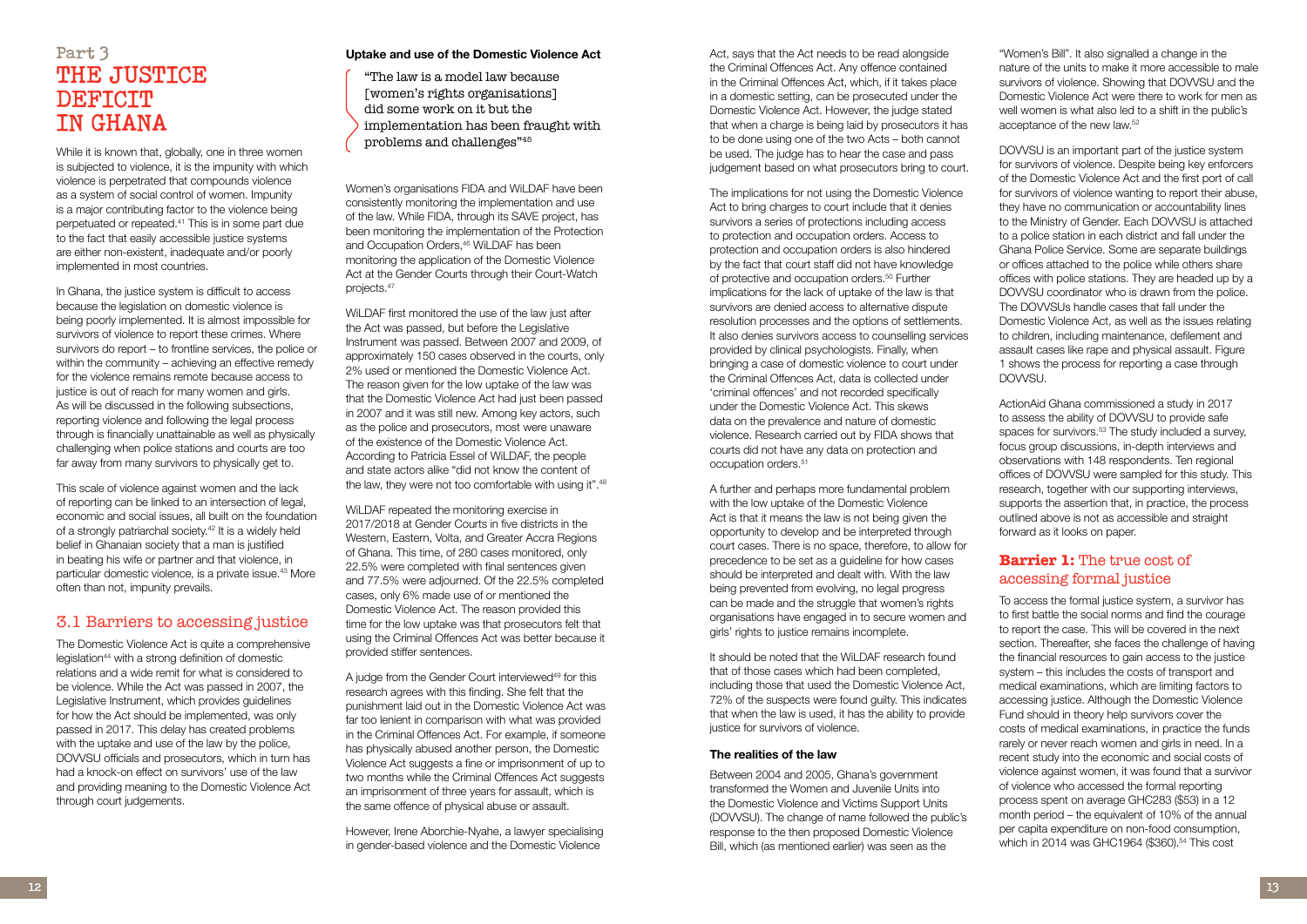## Part 3
# THE JUSTICE DEFICIT IN GHANA

While it is known that, globally, one in three women is subjected to violence, it is the impunity with which violence is perpetrated that compounds violence as a system of social control of women. Impunity is a major contributing factor to the violence being perpetuated or repeated.[41] This is in some part due to the fact that easily accessible justice systems are either non-existent, inadequate and/or poorly implemented in most countries.

In Ghana, the justice system is difficult to access because the legislation on domestic violence is being poorly implemented. It is almost impossible for survivors of violence to report these crimes. Where survivors do report – to frontline services, the police or within the community – achieving an effective remedy for the violence remains remote because access to justice is out of reach for many women and girls. As will be discussed in the following subsections, reporting violence and following the legal process through is financially unattainable as well as physically challenging when police stations and courts are too far away from many survivors to physically get to.

This scale of violence against women and the lack of reporting can be linked to an intersection of legal, economic and social issues, all built on the foundation of a strongly patriarchal society.[42] It is a widely held belief in Ghanaian society that a man is justified in beating his wife or partner and that violence, in particular domestic violence, is a private issue.[43] More often than not, impunity prevails.

## 3.1 Barriers to accessing justice

The Domestic Violence Act is quite a comprehensive legislation[44] with a strong definition of domestic relations and a wide remit for what is considered to be violence. While the Act was passed in 2007, the Legislative Instrument, which provides guidelines for how the Act should be implemented, was only passed in 2017. This delay has created problems with the uptake and use of the law by the police, DOVVSU officials and prosecutors, which in turn has had a knock-on effect on survivors' use of the law and providing meaning to the Domestic Violence Act through court judgements.

### Uptake and use of the Domestic Violence Act

> "The law is a model law because [women's rights organisations] did some work on it but the implementation has been fraught with problems and challenges"[45]

Women's organisations FIDA and WiLDAF have been consistently monitoring the implementation and use of the law. While FIDA, through its SAVE project, has been monitoring the implementation of the Protection and Occupation Orders,[46] WiLDAF has been monitoring the application of the Domestic Violence Act at the Gender Courts through their Court-Watch projects.[47]

WiLDAF first monitored the use of the law just after the Act was passed, but before the Legislative Instrument was passed. Between 2007 and 2009, of approximately 150 cases observed in the courts, only 2% used or mentioned the Domestic Violence Act. The reason given for the low uptake of the law was that the Domestic Violence Act had just been passed in 2007 and it was still new. Among key actors, such as the police and prosecutors, most were unaware of the existence of the Domestic Violence Act. According to Patricia Essel of WiLDAF, the people and state actors alike "did not know the content of the law, they were not too comfortable with using it".[48]

WiLDAF repeated the monitoring exercise in 2017/2018 at Gender Courts in five districts in the Western, Eastern, Volta, and Greater Accra Regions of Ghana. This time, of 280 cases monitored, only 22.5% were completed with final sentences given and 77.5% were adjourned. Of the 22.5% completed cases, only 6% made use of or mentioned the Domestic Violence Act. The reason provided this time for the low uptake was that prosecutors felt that using the Criminal Offences Act was better because it provided stiffer sentences.

A judge from the Gender Court interviewed[49] for this research agrees with this finding. She felt that the punishment laid out in the Domestic Violence Act was far too lenient in comparison with what was provided in the Criminal Offences Act. For example, if someone has physically abused another person, the Domestic Violence Act suggests a fine or imprisonment of up to two months while the Criminal Offences Act suggests an imprisonment of three years for assault, which is the same offence of physical abuse or assault.

However, Irene Aborchie-Nyahe, a lawyer specialising in gender-based violence and the Domestic Violence Act, says that the Act needs to be read alongside the Criminal Offences Act. Any offence contained in the Criminal Offences Act, which, if it takes place in a domestic setting, can be prosecuted under the Domestic Violence Act. However, the judge stated that when a charge is being laid by prosecutors it has to be done using one of the two Acts – both cannot be used. The judge has to hear the case and pass judgement based on what prosecutors bring to court.

The implications for not using the Domestic Violence Act to bring charges to court include that it denies survivors a series of protections including access to protection and occupation orders. Access to protection and occupation orders is also hindered by the fact that court staff did not have knowledge of protective and occupation orders.[50] Further implications for the lack of uptake of the law is that survivors are denied access to alternative dispute resolution processes and the options of settlements. It also denies survivors access to counselling services provided by clinical psychologists. Finally, when bringing a case of domestic violence to court under the Criminal Offences Act, data is collected under 'criminal offences' and not recorded specifically under the Domestic Violence Act. This skews data on the prevalence and nature of domestic violence. Research carried out by FIDA shows that courts did not have any data on protection and occupation orders.[51]

A further and perhaps more fundamental problem with the low uptake of the Domestic Violence Act is that it means the law is not being given the opportunity to develop and be interpreted through court cases. There is no space, therefore, to allow for precedence to be set as a guideline for how cases should be interpreted and dealt with. With the law being prevented from evolving, no legal progress can be made and the struggle that women's rights organisations have engaged in to secure women and girls' rights to justice remains incomplete.

It should be noted that the WiLDAF research found that of those cases which had been completed, including those that used the Domestic Violence Act, 72% of the suspects were found guilty. This indicates that when the law is used, it has the ability to provide justice for survivors of violence.

### The realities of the law

Between 2004 and 2005, Ghana's government transformed the Women and Juvenile Units into the Domestic Violence and Victims Support Units (DOVVSU). The change of name followed the public's response to the then proposed Domestic Violence Bill, which (as mentioned earlier) was seen as the "Women's Bill". It also signalled a change in the nature of the units to make it more accessible to male survivors of violence. Showing that DOVVSU and the Domestic Violence Act were there to work for men as well women is what also led to a shift in the public's acceptance of the new law.[52]

DOVVSU is an important part of the justice system for survivors of violence. Despite being key enforcers of the Domestic Violence Act and the first port of call for survivors of violence wanting to report their abuse, they have no communication or accountability lines to the Ministry of Gender. Each DOVVSU is attached to a police station in each district and fall under the Ghana Police Service. Some are separate buildings or offices attached to the police while others share offices with police stations. They are headed up by a DOVVSU coordinator who is drawn from the police. The DOVVSUs handle cases that fall under the Domestic Violence Act, as well as the issues relating to children, including maintenance, defilement and assault cases like rape and physical assault. Figure 1 shows the process for reporting a case through DOVVSU.

ActionAid Ghana commissioned a study in 2017 to assess the ability of DOVVSU to provide safe spaces for survivors.[53] The study included a survey, focus group discussions, in-depth interviews and observations with 148 respondents. Ten regional offices of DOVVSU were sampled for this study. This research, together with our supporting interviews, supports the assertion that, in practice, the process outlined above is not as accessible and straight forward as it looks on paper.

## **Barrier 1:** The true cost of accessing formal justice

To access the formal justice system, a survivor has to first battle the social norms and find the courage to report the case. This will be covered in the next section. Thereafter, she faces the challenge of having the financial resources to gain access to the justice system – this includes the costs of transport and medical examinations, which are limiting factors to accessing justice. Although the Domestic Violence Fund should in theory help survivors cover the costs of medical examinations, in practice the funds rarely or never reach women and girls in need. In a recent study into the economic and social costs of violence against women, it was found that a survivor of violence who accessed the formal reporting process spent on average GHC283 ($53) in a 12 month period – the equivalent of 10% of the annual per capita expenditure on non-food consumption, which in 2014 was GHC1964 ($360).[54] This cost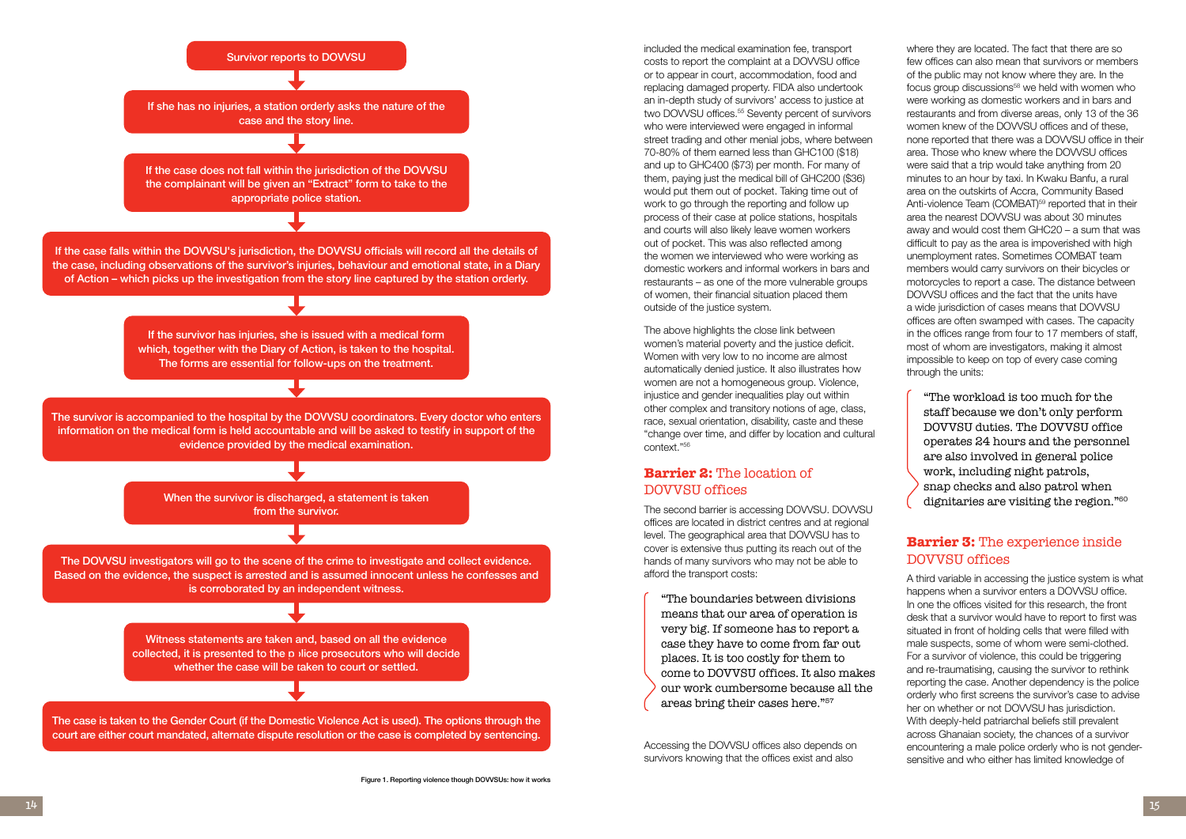Survivor reports to DOVVSU

If she has no injuries, a station orderly asks the nature of the case and the story line.

If the case does not fall within the jurisdiction of the DOVVSU the complainant will be given an "Extract" form to take to the appropriate police station.

If the case falls within the DOVVSU's jurisdiction, the DOVVSU officials will record all the details of the case, including observations of the survivor's injuries, behaviour and emotional state, in a Diary of Action – which picks up the investigation from the story line captured by the station orderly.

If the survivor has injuries, she is issued with a medical form which, together with the Diary of Action, is taken to the hospital. The forms are essential for follow-ups on the treatment.

The survivor is accompanied to the hospital by the DOVVSU coordinators. Every doctor who enters information on the medical form is held accountable and will be asked to testify in support of the evidence provided by the medical examination.

When the survivor is discharged, a statement is taken from the survivor.

The DOVVSU investigators will go to the scene of the crime to investigate and collect evidence. Based on the evidence, the suspect is arrested and is assumed innocent unless he confesses and is corroborated by an independent witness.

Witness statements are taken and, based on all the evidence collected, it is presented to the police prosecutors who will decide whether the case will be taken to court or settled.

The case is taken to the Gender Court (if the Domestic Violence Act is used). The options through the court are either court mandated, alternate dispute resolution or the case is completed by sentencing.

Figure 1. Reporting violence though DOVVSUs: how it works

included the medical examination fee, transport costs to report the complaint at a DOVVSU office or to appear in court, accommodation, food and replacing damaged property. FIDA also undertook an in-depth study of survivors' access to justice at two DOVVSU offices.[55] Seventy percent of survivors who were interviewed were engaged in informal street trading and other menial jobs, where between 70-80% of them earned less than GHC100 ($18) and up to GHC400 ($73) per month. For many of them, paying just the medical bill of GHC200 ($36) would put them out of pocket. Taking time out of work to go through the reporting and follow up process of their case at police stations, hospitals and courts will also likely leave women workers out of pocket. This was also reflected among the women we interviewed who were working as domestic workers and informal workers in bars and restaurants – as one of the more vulnerable groups of women, their financial situation placed them outside of the justice system.

The above highlights the close link between women's material poverty and the justice deficit. Women with very low to no income are almost automatically denied justice. It also illustrates how women are not a homogeneous group. Violence, injustice and gender inequalities play out within other complex and transitory notions of age, class, race, sexual orientation, disability, caste and these "change over time, and differ by location and cultural context."[56]

## Barrier 2: The location of DOVVSU offices

The second barrier is accessing DOVVSU. DOVVSU offices are located in district centres and at regional level. The geographical area that DOVVSU has to cover is extensive thus putting its reach out of the hands of many survivors who may not be able to afford the transport costs:

> "The boundaries between divisions means that our area of operation is very big. If someone has to report a case they have to come from far out places. It is too costly for them to come to DOVVSU offices. It also makes our work cumbersome because all the areas bring their cases here."[57]

Accessing the DOVVSU offices also depends on survivors knowing that the offices exist and also where they are located. The fact that there are so few offices can also mean that survivors or members of the public may not know where they are. In the focus group discussions[58] we held with women who were working as domestic workers and in bars and restaurants from diverse areas, only 13 of the 36 women knew of the DOVVSU offices and of these, none reported that there was a DOVVSU office in their area. Those who knew where the DOVVSU offices were said that a trip would take anything from 20 minutes to an hour by taxi. In Kwaku Banfu, a rural area on the outskirts of Accra, Community Based Anti-violence Team (COMBAT)[59] reported that in their area the nearest DOVVSU was about 30 minutes away and would cost them GHC20 – a sum that was difficult to pay as the area is impoverished with high unemployment rates. Sometimes COMBAT team members would carry survivors on their bicycles or motorcycles to report a case. The distance between DOVVSU offices and the fact that the units have a wide jurisdiction of cases means that DOVVSU offices are often swamped with cases. The capacity in the offices range from four to 17 members of staff, most of whom are investigators, making it almost impossible to keep on top of every case coming through the units:

> "The workload is too much for the staff because we don't only perform DOVVSU duties. The DOVVSU office operates 24 hours and the personnel are also involved in general police work, including night patrols, snap checks and also patrol when dignitaries are visiting the region."[60]

## Barrier 3: The experience inside DOVVSU offices

A third variable in accessing the justice system is what happens when a survivor enters a DOVVSU office. In one the offices visited for this research, the front desk that a survivor would have to report to first was situated in front of holding cells that were filled with male suspects, some of whom were semi-clothed. For a survivor of violence, this could be triggering and re-traumatising, causing the survivor to rethink reporting the case. Another dependency is the police orderly who first screens the survivor's case to advise her on whether or not DOVVSU has jurisdiction. With deeply-held patriarchal beliefs still prevalent across Ghanaian society, the chances of a survivor encountering a male police orderly who is not gender-sensitive and who either has limited knowledge of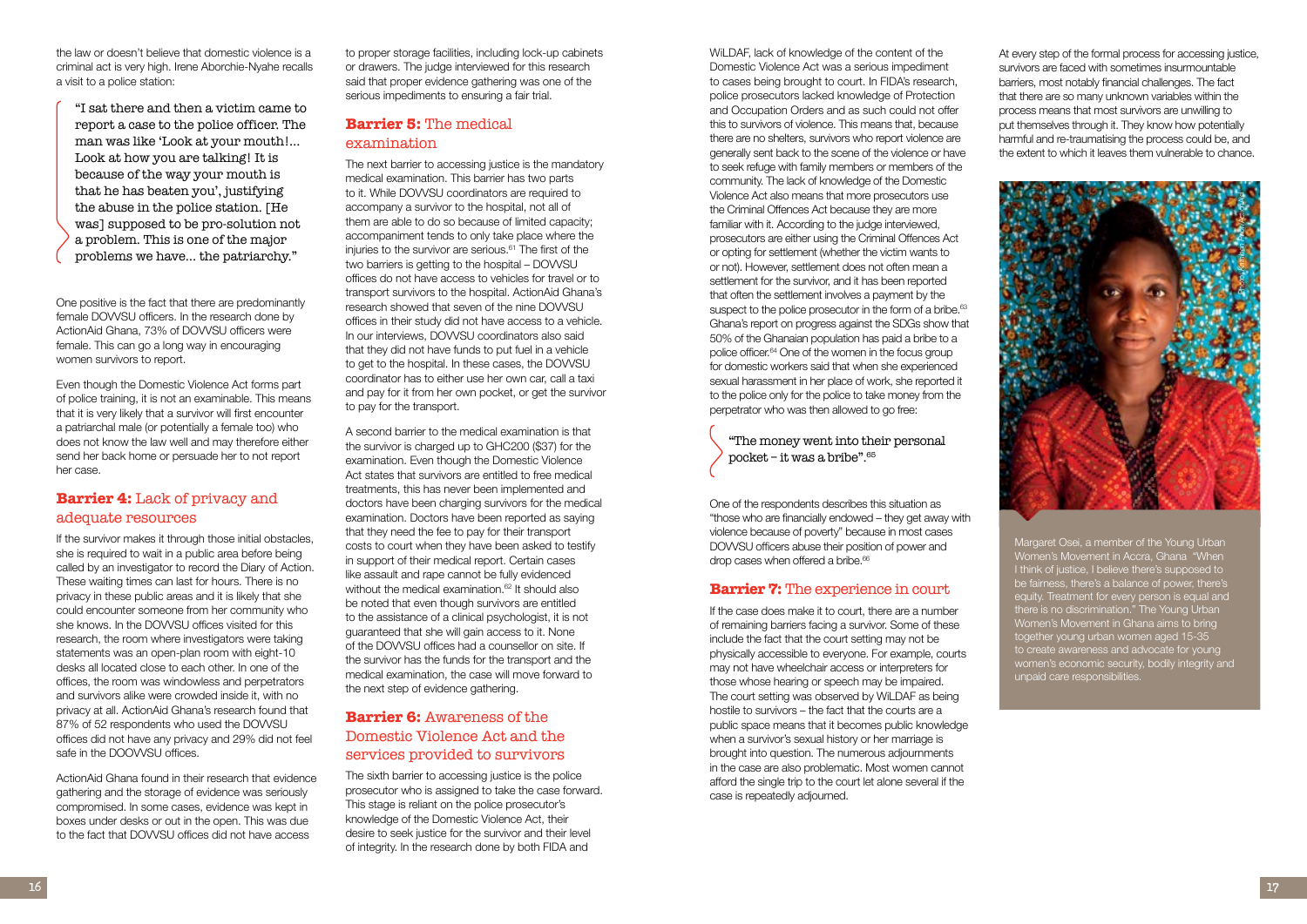the law or doesn't believe that domestic violence is a criminal act is very high. Irene Aborchie-Nyahe recalls a visit to a police station:

> "I sat there and then a victim came to report a case to the police officer. The man was like 'Look at your mouth!... Look at how you are talking! It is because of the way your mouth is that he has beaten you', justifying the abuse in the police station. [He was] supposed to be pro-solution not a problem. This is one of the major problems we have... the patriarchy."

One positive is the fact that there are predominantly female DOVVSU officers. In the research done by ActionAid Ghana, 73% of DOVVSU officers were female. This can go a long way in encouraging women survivors to report.

Even though the Domestic Violence Act forms part of police training, it is not an examinable. This means that it is very likely that a survivor will first encounter a patriarchal male (or potentially a female too) who does not know the law well and may therefore either send her back home or persuade her to not report her case.

## **Barrier 4:** Lack of privacy and adequate resources

If the survivor makes it through those initial obstacles, she is required to wait in a public area before being called by an investigator to record the Diary of Action. These waiting times can last for hours. There is no privacy in these public areas and it is likely that she could encounter someone from her community who she knows. In the DOVVSU offices visited for this research, the room where investigators were taking statements was an open-plan room with eight-10 desks all located close to each other. In one of the offices, the room was windowless and perpetrators and survivors alike were crowded inside it, with no privacy at all. ActionAid Ghana's research found that 87% of 52 respondents who used the DOVVSU offices did not have any privacy and 29% did not feel safe in the DOOVVSU offices.

ActionAid Ghana found in their research that evidence gathering and the storage of evidence was seriously compromised. In some cases, evidence was kept in boxes under desks or out in the open. This was due to the fact that DOVVSU offices did not have access to proper storage facilities, including lock-up cabinets or drawers. The judge interviewed for this research said that proper evidence gathering was one of the serious impediments to ensuring a fair trial.

## **Barrier 5:** The medical examination

The next barrier to accessing justice is the mandatory medical examination. This barrier has two parts to it. While DOVVSU coordinators are required to accompany a survivor to the hospital, not all of them are able to do so because of limited capacity; accompaniment tends to only take place where the injuries to the survivor are serious.[61] The first of the two barriers is getting to the hospital – DOVVSU offices do not have access to vehicles for travel or to transport survivors to the hospital. ActionAid Ghana's research showed that seven of the nine DOVVSU offices in their study did not have access to a vehicle. In our interviews, DOVVSU coordinators also said that they did not have funds to put fuel in a vehicle to get to the hospital. In these cases, the DOVVSU coordinator has to either use her own car, call a taxi and pay for it from her own pocket, or get the survivor to pay for the transport.

A second barrier to the medical examination is that the survivor is charged up to GHC200 ($37) for the examination. Even though the Domestic Violence Act states that survivors are entitled to free medical treatments, this has never been implemented and doctors have been charging survivors for the medical examination. Doctors have been reported as saying that they need the fee to pay for their transport costs to court when they have been asked to testify in support of their medical report. Certain cases like assault and rape cannot be fully evidenced without the medical examination.[62] It should also be noted that even though survivors are entitled to the assistance of a clinical psychologist, it is not guaranteed that she will gain access to it. None of the DOVVSU offices had a counsellor on site. If the survivor has the funds for the transport and the medical examination, the case will move forward to the next step of evidence gathering.

## **Barrier 6:** Awareness of the Domestic Violence Act and the services provided to survivors

The sixth barrier to accessing justice is the police prosecutor who is assigned to take the case forward. This stage is reliant on the police prosecutor's knowledge of the Domestic Violence Act, their desire to seek justice for the survivor and their level of integrity. In the research done by both FIDA and WiLDAF, lack of knowledge of the content of the Domestic Violence Act was a serious impediment to cases being brought to court. In FIDA's research, police prosecutors lacked knowledge of Protection and Occupation Orders and as such could not offer this to survivors of violence. This means that, because there are no shelters, survivors who report violence are generally sent back to the scene of the violence or have to seek refuge with family members or members of the community. The lack of knowledge of the Domestic Violence Act also means that more prosecutors use the Criminal Offences Act because they are more familiar with it. According to the judge interviewed, prosecutors are either using the Criminal Offences Act or opting for settlement (whether the victim wants to or not). However, settlement does not often mean a settlement for the survivor, and it has been reported that often the settlement involves a payment by the suspect to the police prosecutor in the form of a bribe.[63] Ghana's report on progress against the SDGs show that 50% of the Ghanaian population has paid a bribe to a police officer.[64] One of the women in the focus group for domestic workers said that when she experienced sexual harassment in her place of work, she reported it to the police only for the police to take money from the perpetrator who was then allowed to go free:

> "The money went into their personal pocket – it was a bribe".[65]

One of the respondents describes this situation as "those who are financially endowed – they get away with violence because of poverty" because in most cases DOVVSU officers abuse their position of power and drop cases when offered a bribe.[66]

## **Barrier 7:** The experience in court

If the case does make it to court, there are a number of remaining barriers facing a survivor. Some of these include the fact that the court setting may not be physically accessible to everyone. For example, courts may not have wheelchair access or interpreters for those whose hearing or speech may be impaired. The court setting was observed by WiLDAF as being hostile to survivors – the fact that the courts are a public space means that it becomes public knowledge when a survivor's sexual history or her marriage is brought into question. The numerous adjournments in the case are also problematic. Most women cannot afford the single trip to the court let alone several if the case is repeatedly adjourned.

At every step of the formal process for accessing justice, survivors are faced with sometimes insurmountable barriers, most notably financial challenges. The fact that there are so many unknown variables within the process means that most survivors are unwilling to put themselves through it. They know how potentially harmful and re-traumatising the process could be, and the extent to which it leaves them vulnerable to chance.

Margaret Osei, a member of the Young Urban Women's Movement in Accra, Ghana "When I think of justice, I believe there's supposed to be fairness, there's a balance of power, there's equity. Treatment for every person is equal and there is no discrimination." The Young Urban Women's Movement in Ghana aims to bring together young urban women aged 15-35 to create awareness and advocate for young women's economic security, bodily integrity and unpaid care responsibilities.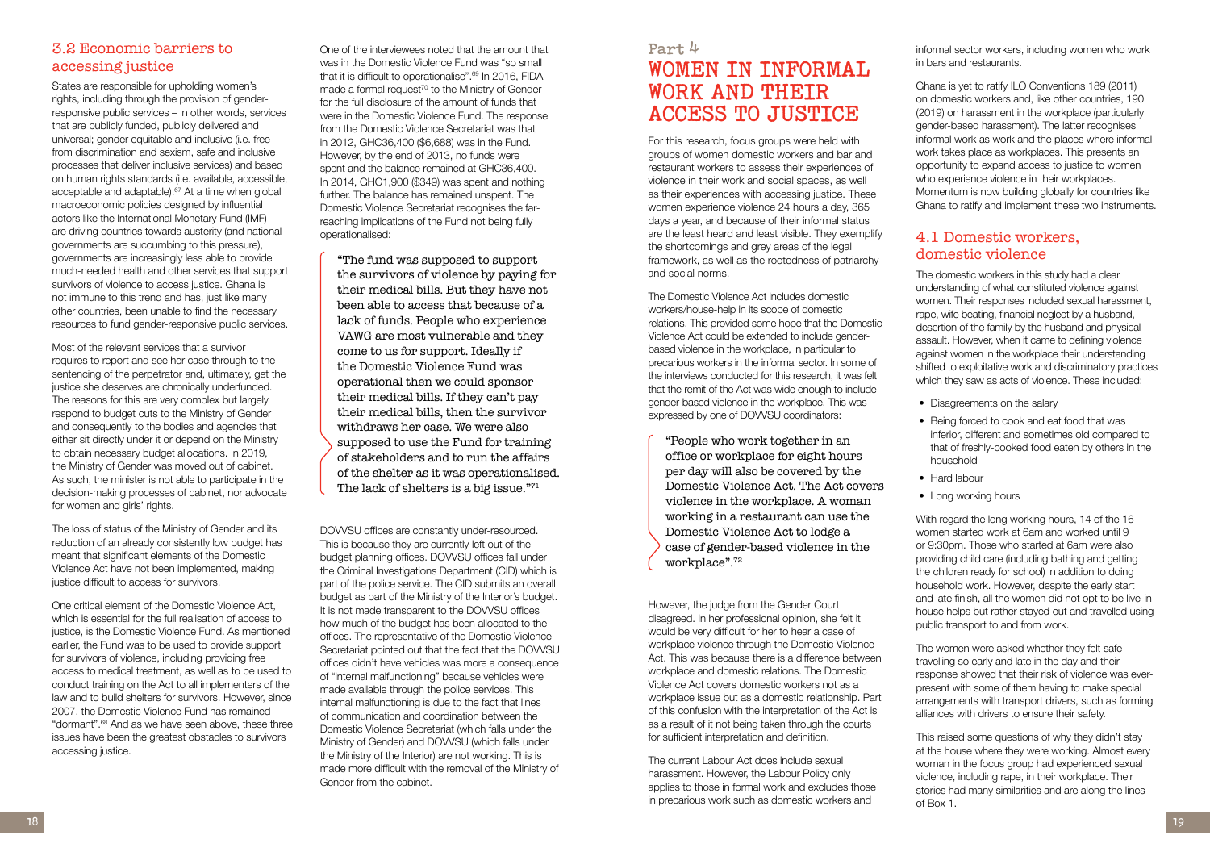## 3.2 Economic barriers to accessing justice

States are responsible for upholding women's rights, including through the provision of gender-responsive public services – in other words, services that are publicly funded, publicly delivered and universal; gender equitable and inclusive (i.e. free from discrimination and sexism, safe and inclusive processes that deliver inclusive services) and based on human rights standards (i.e. available, accessible, acceptable and adaptable).[67] At a time when global macroeconomic policies designed by influential actors like the International Monetary Fund (IMF) are driving countries towards austerity (and national governments are succumbing to this pressure), governments are increasingly less able to provide much-needed health and other services that support survivors of violence to access justice. Ghana is not immune to this trend and has, just like many other countries, been unable to find the necessary resources to fund gender-responsive public services.

Most of the relevant services that a survivor requires to report and see her case through to the sentencing of the perpetrator and, ultimately, get the justice she deserves are chronically underfunded. The reasons for this are very complex but largely respond to budget cuts to the Ministry of Gender and consequently to the bodies and agencies that either sit directly under it or depend on the Ministry to obtain necessary budget allocations. In 2019, the Ministry of Gender was moved out of cabinet. As such, the minister is not able to participate in the decision-making processes of cabinet, nor advocate for women and girls' rights.

The loss of status of the Ministry of Gender and its reduction of an already consistently low budget has meant that significant elements of the Domestic Violence Act have not been implemented, making justice difficult to access for survivors.

One critical element of the Domestic Violence Act, which is essential for the full realisation of access to justice, is the Domestic Violence Fund. As mentioned earlier, the Fund was to be used to provide support for survivors of violence, including providing free access to medical treatment, as well as to be used to conduct training on the Act to all implementers of the law and to build shelters for survivors. However, since 2007, the Domestic Violence Fund has remained "dormant".[68] And as we have seen above, these three issues have been the greatest obstacles to survivors accessing justice.

One of the interviewees noted that the amount that was in the Domestic Violence Fund was "so small that it is difficult to operationalise".[69] In 2016, FIDA made a formal request[70] to the Ministry of Gender for the full disclosure of the amount of funds that were in the Domestic Violence Fund. The response from the Domestic Violence Secretariat was that in 2012, GHC36,400 ($6,688) was in the Fund. However, by the end of 2013, no funds were spent and the balance remained at GHC36,400. In 2014, GHC1,900 ($349) was spent and nothing further. The balance has remained unspent. The Domestic Violence Secretariat recognises the far-reaching implications of the Fund not being fully operationalised:

> "The fund was supposed to support the survivors of violence by paying for their medical bills. But they have not been able to access that because of a lack of funds. People who experience VAWG are most vulnerable and they come to us for support. Ideally if the Domestic Violence Fund was operational then we could sponsor their medical bills. If they can't pay their medical bills, then the survivor withdraws her case. We were also supposed to use the Fund for training of stakeholders and to run the affairs of the shelter as it was operationalised. The lack of shelters is a big issue."[71]

DOVVSU offices are constantly under-resourced. This is because they are currently left out of the budget planning offices. DOVVSU offices fall under the Criminal Investigations Department (CID) which is part of the police service. The CID submits an overall budget as part of the Ministry of the Interior's budget. It is not made transparent to the DOVVSU offices how much of the budget has been allocated to the offices. The representative of the Domestic Violence Secretariat pointed out that the fact that the DOVVSU offices didn't have vehicles was more a consequence of "internal malfunctioning" because vehicles were made available through the police services. This internal malfunctioning is due to the fact that lines of communication and coordination between the Domestic Violence Secretariat (which falls under the Ministry of Gender) and DOVVSU (which falls under the Ministry of the Interior) are not working. This is made more difficult with the removal of the Ministry of Gender from the cabinet.

# Part 4
# WOMEN IN INFORMAL WORK AND THEIR ACCESS TO JUSTICE

For this research, focus groups were held with groups of women domestic workers and bar and restaurant workers to assess their experiences of violence in their work and social spaces, as well as their experiences with accessing justice. These women experience violence 24 hours a day, 365 days a year, and because of their informal status are the least heard and least visible. They exemplify the shortcomings and grey areas of the legal framework, as well as the rootedness of patriarchy and social norms.

The Domestic Violence Act includes domestic workers/house-help in its scope of domestic relations. This provided some hope that the Domestic Violence Act could be extended to include gender-based violence in the workplace, in particular to precarious workers in the informal sector. In some of the interviews conducted for this research, it was felt that the remit of the Act was wide enough to include gender-based violence in the workplace. This was expressed by one of DOVVSU coordinators:

> "People who work together in an office or workplace for eight hours per day will also be covered by the Domestic Violence Act. The Act covers violence in the workplace. A woman working in a restaurant can use the Domestic Violence Act to lodge a case of gender-based violence in the workplace".[72]

However, the judge from the Gender Court disagreed. In her professional opinion, she felt it would be very difficult for her to hear a case of workplace violence through the Domestic Violence Act. This was because there is a difference between workplace and domestic relations. The Domestic Violence Act covers domestic workers not as a workplace issue but as a domestic relationship. Part of this confusion with the interpretation of the Act is as a result of it not being taken through the courts for sufficient interpretation and definition.

The current Labour Act does include sexual harassment. However, the Labour Policy only applies to those in formal work and excludes those in precarious work such as domestic workers and informal sector workers, including women who work in bars and restaurants.

Ghana is yet to ratify ILO Conventions 189 (2011) on domestic workers and, like other countries, 190 (2019) on harassment in the workplace (particularly gender-based harassment). The latter recognises informal work as work and the places where informal work takes place as workplaces. This presents an opportunity to expand access to justice to women who experience violence in their workplaces. Momentum is now building globally for countries like Ghana to ratify and implement these two instruments.

## 4.1 Domestic workers, domestic violence

The domestic workers in this study had a clear understanding of what constituted violence against women. Their responses included sexual harassment, rape, wife beating, financial neglect by a husband, desertion of the family by the husband and physical assault. However, when it came to defining violence against women in the workplace their understanding shifted to exploitative work and discriminatory practices which they saw as acts of violence. These included:

- Disagreements on the salary
- Being forced to cook and eat food that was inferior, different and sometimes old compared to that of freshly-cooked food eaten by others in the household
- Hard labour
- Long working hours

With regard the long working hours, 14 of the 16 women started work at 6am and worked until 9 or 9:30pm. Those who started at 6am were also providing child care (including bathing and getting the children ready for school) in addition to doing household work. However, despite the early start and late finish, all the women did not opt to be live-in house helps but rather stayed out and travelled using public transport to and from work.

The women were asked whether they felt safe travelling so early and late in the day and their response showed that their risk of violence was ever-present with some of them having to make special arrangements with transport drivers, such as forming alliances with drivers to ensure their safety.

This raised some questions of why they didn't stay at the house where they were working. Almost every woman in the focus group had experienced sexual violence, including rape, in their workplace. Their stories had many similarities and are along the lines of Box 1.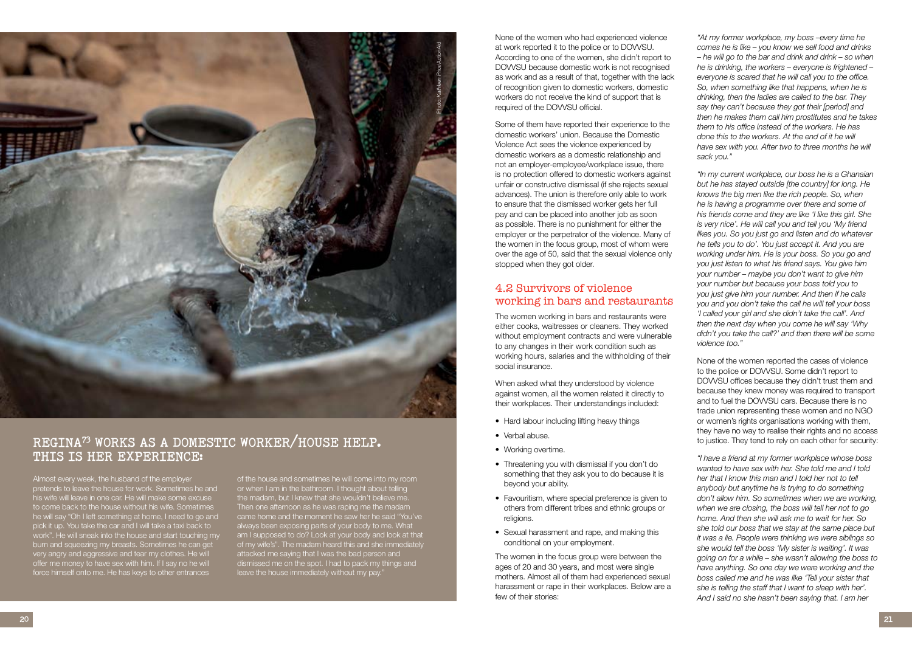## REGINA[73] WORKS AS A DOMESTIC WORKER/HOUSE HELP. THIS IS HER EXPERIENCE:

Almost every week, the husband of the employer pretends to leave the house for work. Sometimes he and his wife will leave in one car. He will make some excuse to come back to the house without his wife. Sometimes he will say "Oh I left something at home, I need to go and pick it up. You take the car and I will take a taxi back to work". He will sneak into the house and start touching my bum and squeezing my breasts. Sometimes he can get very angry and aggressive and tear my clothes. He will offer me money to have sex with him. If I say no he will force himself onto me. He has keys to other entrances of the house and sometimes he will come into my room or when I am in the bathroom. I thought about telling the madam, but I knew that she wouldn't believe me. Then one afternoon as he was raping me the madam came home and the moment he saw her he said "You've always been exposing parts of your body to me. What am I supposed to do? Look at your body and look at that of my wife's". The madam heard this and she immediately attacked me saying that I was the bad person and dismissed me on the spot. I had to pack my things and leave the house immediately without my pay."

None of the women who had experienced violence at work reported it to the police or to DOVVSU. According to one of the women, she didn't report to DOVVSU because domestic work is not recognised as work and as a result of that, together with the lack of recognition given to domestic workers, domestic workers do not receive the kind of support that is required of the DOVVSU official.

Some of them have reported their experience to the domestic workers' union. Because the Domestic Violence Act sees the violence experienced by domestic workers as a domestic relationship and not an employer-employee/workplace issue, there is no protection offered to domestic workers against unfair or constructive dismissal (if she rejects sexual advances). The union is therefore only able to work to ensure that the dismissed worker gets her full pay and can be placed into another job as soon as possible. There is no punishment for either the employer or the perpetrator of the violence. Many of the women in the focus group, most of whom were over the age of 50, said that the sexual violence only stopped when they got older.

### 4.2 Survivors of violence working in bars and restaurants

The women working in bars and restaurants were either cooks, waitresses or cleaners. They worked without employment contracts and were vulnerable to any changes in their work condition such as working hours, salaries and the withholding of their social insurance.

When asked what they understood by violence against women, all the women related it directly to their workplaces. Their understandings included:

- Hard labour including lifting heavy things
- Verbal abuse.
- Working overtime.
- Threatening you with dismissal if you don't do something that they ask you to do because it is beyond your ability.
- Favouritism, where special preference is given to others from different tribes and ethnic groups or religions.
- Sexual harassment and rape, and making this conditional on your employment.

The women in the focus group were between the ages of 20 and 30 years, and most were single mothers. Almost all of them had experienced sexual harassment or rape in their workplaces. Below are a few of their stories:

*"At my former workplace, my boss –every time he comes he is like – you know we sell food and drinks – he will go to the bar and drink and drink – so when he is drinking, the workers – everyone is frightened – everyone is scared that he will call you to the office. So, when something like that happens, when he is drinking, then the ladies are called to the bar. They say they can't because they got their [period] and then he makes them call him prostitutes and he takes them to his office instead of the workers. He has done this to the workers. At the end of it he will have sex with you. After two to three months he will sack you."*

*"In my current workplace, our boss he is a Ghanaian but he has stayed outside [the country] for long. He knows the big men like the rich people. So, when he is having a programme over there and some of his friends come and they are like 'I like this girl. She is very nice'. He will call you and tell you 'My friend likes you. So you just go and listen and do whatever he tells you to do'. You just accept it. And you are working under him. He is your boss. So you go and you just listen to what his friend says. You give him your number – maybe you don't want to give him your number but because your boss told you to you just give him your number. And then if he calls you and you don't take the call he will tell your boss 'I called your girl and she didn't take the call'. And then the next day when you come he will say 'Why didn't you take the call?' and then there will be some violence too."*

None of the women reported the cases of violence to the police or DOVVSU. Some didn't report to DOVVSU offices because they didn't trust them and because they knew money was required to transport and to fuel the DOVVSU cars. Because there is no trade union representing these women and no NGO or women's rights organisations working with them, they have no way to realise their rights and no access to justice. They tend to rely on each other for security:

*"I have a friend at my former workplace whose boss wanted to have sex with her. She told me and I told her that I know this man and I told her not to tell anybody but anytime he is trying to do something don't allow him. So sometimes when we are working, when we are closing, the boss will tell her not to go home. And then she will ask me to wait for her. So she told our boss that we stay at the same place but it was a lie. People were thinking we were siblings so she would tell the boss 'My sister is waiting'. It was going on for a while – she wasn't allowing the boss to have anything. So one day we were working and the boss called me and he was like 'Tell your sister that she is telling the staff that I want to sleep with her'. And I said no she hasn't been saying that. I am her*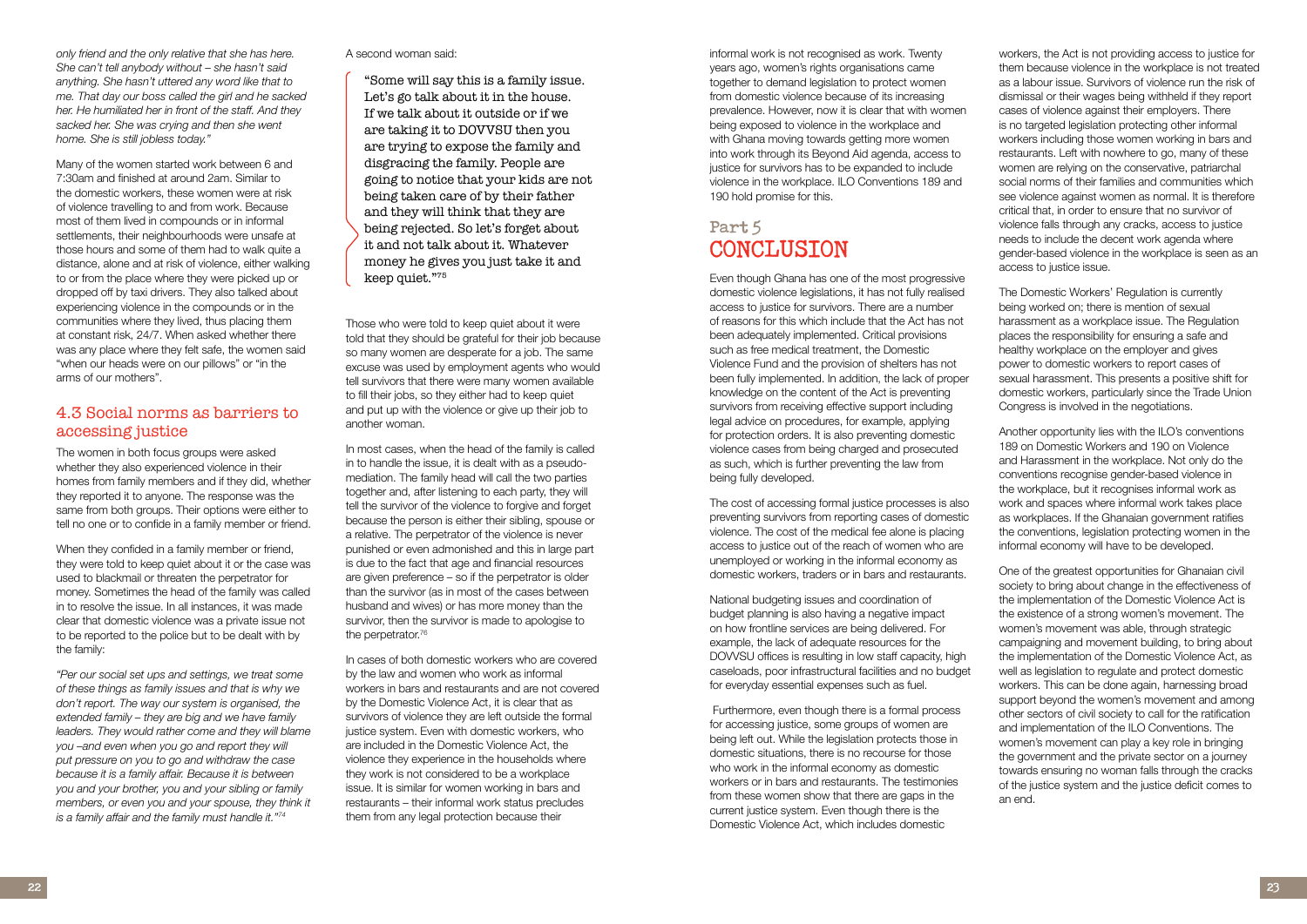*only friend and the only relative that she has here. She can't tell anybody without – she hasn't said anything. She hasn't uttered any word like that to me. That day our boss called the girl and he sacked her. He humiliated her in front of the staff. And they sacked her. She was crying and then she went home. She is still jobless today."*

Many of the women started work between 6 and 7:30am and finished at around 2am. Similar to the domestic workers, these women were at risk of violence travelling to and from work. Because most of them lived in compounds or in informal settlements, their neighbourhoods were unsafe at those hours and some of them had to walk quite a distance, alone and at risk of violence, either walking to or from the place where they were picked up or dropped off by taxi drivers. They also talked about experiencing violence in the compounds or in the communities where they lived, thus placing them at constant risk, 24/7. When asked whether there was any place where they felt safe, the women said "when our heads were on our pillows" or "in the arms of our mothers".

## 4.3 Social norms as barriers to accessing justice

The women in both focus groups were asked whether they also experienced violence in their homes from family members and if they did, whether they reported it to anyone. The response was the same from both groups. Their options were either to tell no one or to confide in a family member or friend.

When they confided in a family member or friend, they were told to keep quiet about it or the case was used to blackmail or threaten the perpetrator for money. Sometimes the head of the family was called in to resolve the issue. In all instances, it was made clear that domestic violence was a private issue not to be reported to the police but to be dealt with by the family:

*"Per our social set ups and settings, we treat some of these things as family issues and that is why we don't report. The way our system is organised, the extended family – they are big and we have family leaders. They would rather come and they will blame you –and even when you go and report they will put pressure on you to go and withdraw the case because it is a family affair. Because it is between you and your brother, you and your sibling or family members, or even you and your spouse, they think it is a family affair and the family must handle it."*[74]

A second woman said:

> "Some will say this is a family issue. Let's go talk about it in the house. If we talk about it outside or if we are taking it to DOVVSU then you are trying to expose the family and disgracing the family. People are going to notice that your kids are not being taken care of by their father and they will think that they are being rejected. So let's forget about it and not talk about it. Whatever money he gives you just take it and keep quiet."[75]

Those who were told to keep quiet about it were told that they should be grateful for their job because so many women are desperate for a job. The same excuse was used by employment agents who would tell survivors that there were many women available to fill their jobs, so they either had to keep quiet and put up with the violence or give up their job to another woman.

In most cases, when the head of the family is called in to handle the issue, it is dealt with as a pseudo-mediation. The family head will call the two parties together and, after listening to each party, they will tell the survivor of the violence to forgive and forget because the person is either their sibling, spouse or a relative. The perpetrator of the violence is never punished or even admonished and this in large part is due to the fact that age and financial resources are given preference – so if the perpetrator is older than the survivor (as in most of the cases between husband and wives) or has more money than the survivor, then the survivor is made to apologise to the perpetrator.[76]

In cases of both domestic workers who are covered by the law and women who work as informal workers in bars and restaurants and are not covered by the Domestic Violence Act, it is clear that as survivors of violence they are left outside the formal justice system. Even with domestic workers, who are included in the Domestic Violence Act, the violence they experience in the households where they work is not considered to be a workplace issue. It is similar for women working in bars and restaurants – their informal work status precludes them from any legal protection because their informal work is not recognised as work. Twenty years ago, women's rights organisations came together to demand legislation to protect women from domestic violence because of its increasing prevalence. However, now it is clear that with women being exposed to violence in the workplace and with Ghana moving towards getting more women into work through its Beyond Aid agenda, access to justice for survivors has to be expanded to include violence in the workplace. ILO Conventions 189 and 190 hold promise for this.

# Part 5 CONCLUSION

Even though Ghana has one of the most progressive domestic violence legislations, it has not fully realised access to justice for survivors. There are a number of reasons for this which include that the Act has not been adequately implemented. Critical provisions such as free medical treatment, the Domestic Violence Fund and the provision of shelters has not been fully implemented. In addition, the lack of proper knowledge on the content of the Act is preventing survivors from receiving effective support including legal advice on procedures, for example, applying for protection orders. It is also preventing domestic violence cases from being charged and prosecuted as such, which is further preventing the law from being fully developed.

The cost of accessing formal justice processes is also preventing survivors from reporting cases of domestic violence. The cost of the medical fee alone is placing access to justice out of the reach of women who are unemployed or working in the informal economy as domestic workers, traders or in bars and restaurants.

National budgeting issues and coordination of budget planning is also having a negative impact on how frontline services are being delivered. For example, the lack of adequate resources for the DOVVSU offices is resulting in low staff capacity, high caseloads, poor infrastructural facilities and no budget for everyday essential expenses such as fuel.

Furthermore, even though there is a formal process for accessing justice, some groups of women are being left out. While the legislation protects those in domestic situations, there is no recourse for those who work in the informal economy as domestic workers or in bars and restaurants. The testimonies from these women show that there are gaps in the current justice system. Even though there is the Domestic Violence Act, which includes domestic workers, the Act is not providing access to justice for them because violence in the workplace is not treated as a labour issue. Survivors of violence run the risk of dismissal or their wages being withheld if they report cases of violence against their employers. There is no targeted legislation protecting other informal workers including those women working in bars and restaurants. Left with nowhere to go, many of these women are relying on the conservative, patriarchal social norms of their families and communities which see violence against women as normal. It is therefore critical that, in order to ensure that no survivor of violence falls through any cracks, access to justice needs to include the decent work agenda where gender-based violence in the workplace is seen as an access to justice issue.

The Domestic Workers' Regulation is currently being worked on; there is mention of sexual harassment as a workplace issue. The Regulation places the responsibility for ensuring a safe and healthy workplace on the employer and gives power to domestic workers to report cases of sexual harassment. This presents a positive shift for domestic workers, particularly since the Trade Union Congress is involved in the negotiations.

Another opportunity lies with the ILO's conventions 189 on Domestic Workers and 190 on Violence and Harassment in the workplace. Not only do the conventions recognise gender-based violence in the workplace, but it recognises informal work as work and spaces where informal work takes place as workplaces. If the Ghanaian government ratifies the conventions, legislation protecting women in the informal economy will have to be developed.

One of the greatest opportunities for Ghanaian civil society to bring about change in the effectiveness of the implementation of the Domestic Violence Act is the existence of a strong women's movement. The women's movement was able, through strategic campaigning and movement building, to bring about the implementation of the Domestic Violence Act, as well as legislation to regulate and protect domestic workers. This can be done again, harnessing broad support beyond the women's movement and among other sectors of civil society to call for the ratification and implementation of the ILO Conventions. The women's movement can play a key role in bringing the government and the private sector on a journey towards ensuring no woman falls through the cracks of the justice system and the justice deficit comes to an end.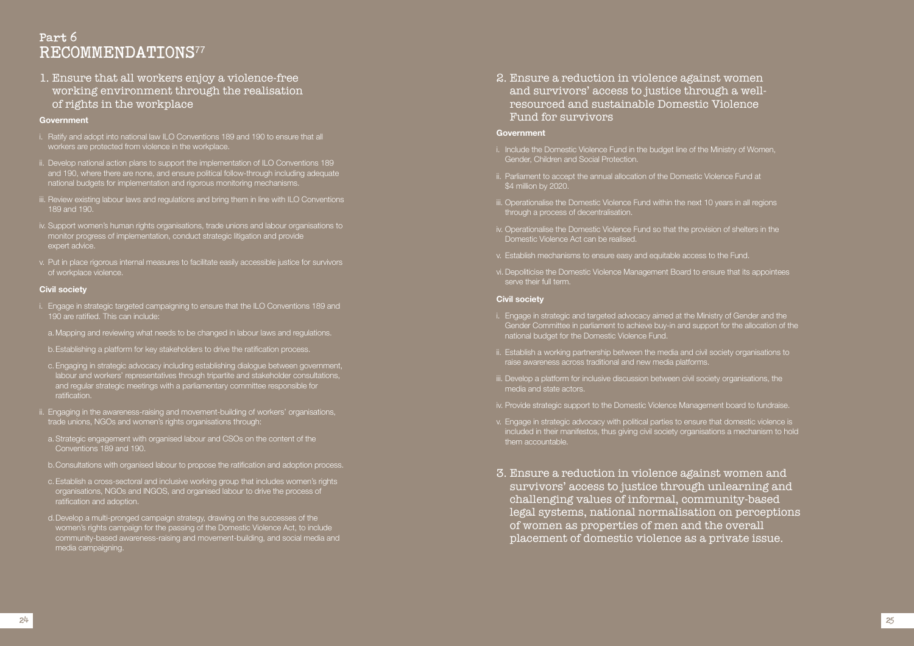# Part 6
# RECOMMENDATIONS[77]

## 1. Ensure that all workers enjoy a violence-free working environment through the realisation of rights in the workplace

**Government**

i. Ratify and adopt into national law ILO Conventions 189 and 190 to ensure that all workers are protected from violence in the workplace.

ii. Develop national action plans to support the implementation of ILO Conventions 189 and 190, where there are none, and ensure political follow-through including adequate national budgets for implementation and rigorous monitoring mechanisms.

iii. Review existing labour laws and regulations and bring them in line with ILO Conventions 189 and 190.

iv. Support women's human rights organisations, trade unions and labour organisations to monitor progress of implementation, conduct strategic litigation and provide expert advice.

v. Put in place rigorous internal measures to facilitate easily accessible justice for survivors of workplace violence.

**Civil society**

i. Engage in strategic targeted campaigning to ensure that the ILO Conventions 189 and 190 are ratified. This can include:

a. Mapping and reviewing what needs to be changed in labour laws and regulations.

b. Establishing a platform for key stakeholders to drive the ratification process.

c. Engaging in strategic advocacy including establishing dialogue between government, labour and workers' representatives through tripartite and stakeholder consultations, and regular strategic meetings with a parliamentary committee responsible for ratification.

ii. Engaging in the awareness-raising and movement-building of workers' organisations, trade unions, NGOs and women's rights organisations through:

a. Strategic engagement with organised labour and CSOs on the content of the Conventions 189 and 190.

b. Consultations with organised labour to propose the ratification and adoption process.

c. Establish a cross-sectoral and inclusive working group that includes women's rights organisations, NGOs and INGOS, and organised labour to drive the process of ratification and adoption.

d. Develop a multi-pronged campaign strategy, drawing on the successes of the women's rights campaign for the passing of the Domestic Violence Act, to include community-based awareness-raising and movement-building, and social media and media campaigning.

## 2. Ensure a reduction in violence against women and survivors' access to justice through a well-resourced and sustainable Domestic Violence Fund for survivors

**Government**

i. Include the Domestic Violence Fund in the budget line of the Ministry of Women, Gender, Children and Social Protection.

ii. Parliament to accept the annual allocation of the Domestic Violence Fund at $4 million by 2020.

iii. Operationalise the Domestic Violence Fund within the next 10 years in all regions through a process of decentralisation.

iv. Operationalise the Domestic Violence Fund so that the provision of shelters in the Domestic Violence Act can be realised.

v. Establish mechanisms to ensure easy and equitable access to the Fund.

vi. Depoliticise the Domestic Violence Management Board to ensure that its appointees serve their full term.

**Civil society**

i. Engage in strategic and targeted advocacy aimed at the Ministry of Gender and the Gender Committee in parliament to achieve buy-in and support for the allocation of the national budget for the Domestic Violence Fund.

ii. Establish a working partnership between the media and civil society organisations to raise awareness across traditional and new media platforms.

iii. Develop a platform for inclusive discussion between civil society organisations, the media and state actors.

iv. Provide strategic support to the Domestic Violence Management board to fundraise.

v. Engage in strategic advocacy with political parties to ensure that domestic violence is included in their manifestos, thus giving civil society organisations a mechanism to hold them accountable.

## 3. Ensure a reduction in violence against women and survivors' access to justice through unlearning and challenging values of informal, community-based legal systems, national normalisation on perceptions of women as properties of men and the overall placement of domestic violence as a private issue.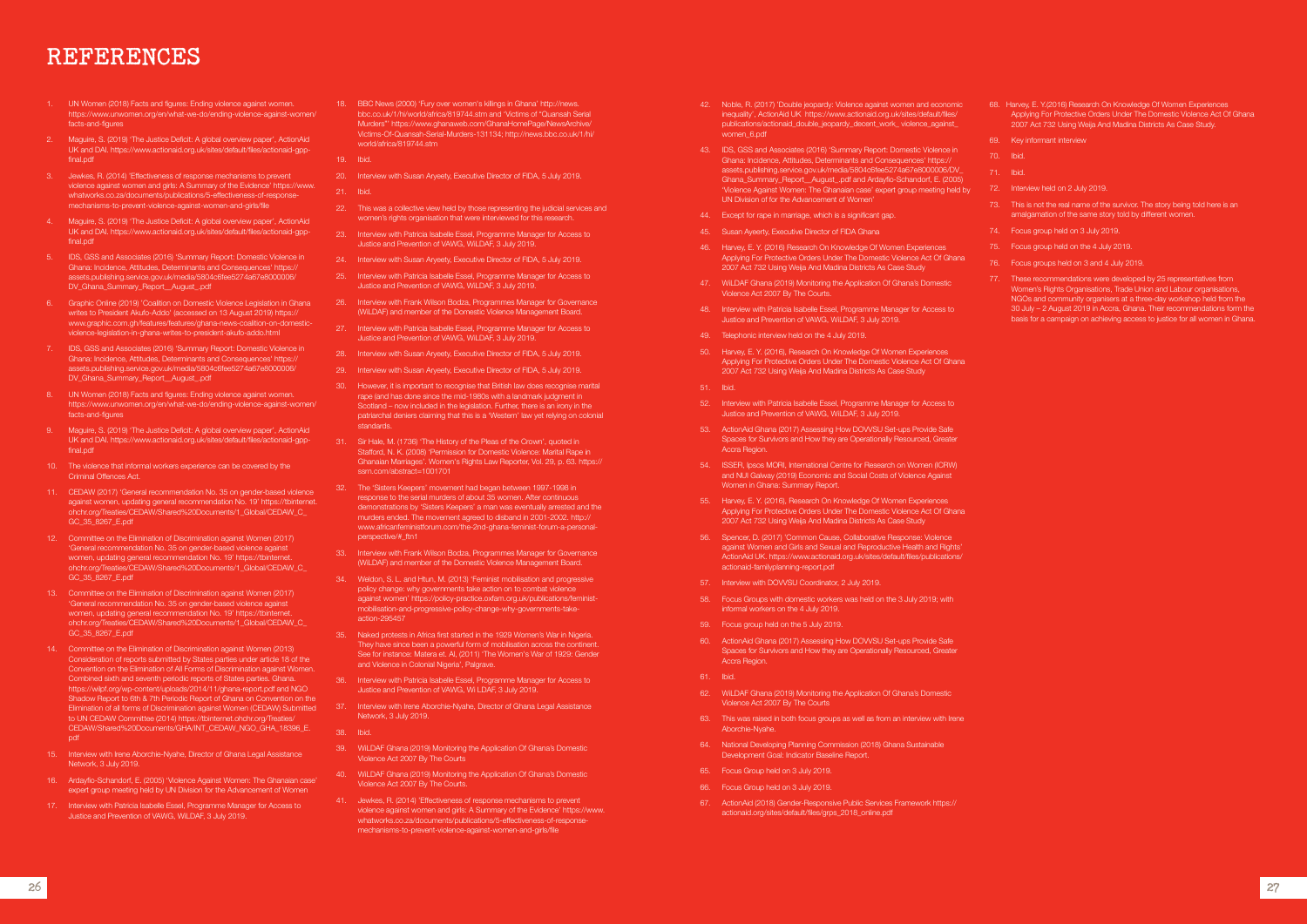# REFERENCES

1. UN Women (2018) Facts and figures: Ending violence against women. https://www.unwomen.org/en/what-we-do/ending-violence-against-women/facts-and-figures
2. Maguire, S. (2019) 'The Justice Deficit: A global overview paper', ActionAid UK and DAI. https://www.actionaid.org.uk/sites/default/files/actionaid-gpp-final.pdf
3. Jewkes, R. (2014) 'Effectiveness of response mechanisms to prevent violence against women and girls: A Summary of the Evidence' https://www.whatworks.co.za/documents/publications/5-effectiveness-of-response-mechanisms-to-prevent-violence-against-women-and-girls/file
4. Maguire, S. (2019) 'The Justice Deficit: A global overview paper', ActionAid UK and DAI. https://www.actionaid.org.uk/sites/default/files/actionaid-gpp-final.pdf
5. IDS, GSS and Associates (2016) 'Summary Report: Domestic Violence in Ghana: Incidence, Attitudes, Determinants and Consequences' https://assets.publishing.service.gov.uk/media/5804c6fee5274a67e8000006/DV_Ghana_Summary_Report__August_.pdf
6. Graphic Online (2019) 'Coalition on Domestic Violence Legislation in Ghana writes to President Akufo-Addo' (accessed on 13 August 2019) https://www.graphic.com.gh/features/features/ghana-news-coalition-on-domestic-violence-legislation-in-ghana-writes-to-president-akufo-addo.html
7. IDS, GSS and Associates (2016) 'Summary Report: Domestic Violence in Ghana: Incidence, Attitudes, Determinants and Consequences' https://assets.publishing.service.gov.uk/media/5804c6fee5274a67e8000006/DV_Ghana_Summary_Report__August_.pdf
8. UN Women (2018) Facts and figures: Ending violence against women. https://www.unwomen.org/en/what-we-do/ending-violence-against-women/facts-and-figures
9. Maguire, S. (2019) 'The Justice Deficit: A global overview paper', ActionAid UK and DAI. https://www.actionaid.org.uk/sites/default/files/actionaid-gpp-final.pdf
10. The violence that informal workers experience can be covered by the Criminal Offences Act.
11. CEDAW (2017) 'General recommendation No. 35 on gender-based violence against women, updating general recommendation No. 19' https://tbinternet.ohchr.org/Treaties/CEDAW/Shared%20Documents/1_Global/CEDAW_C_GC_35_8267_E.pdf
12. Committee on the Elimination of Discrimination against Women (2017) 'General recommendation No. 35 on gender-based violence against women, updating general recommendation No. 19' https://tbinternet.ohchr.org/Treaties/CEDAW/Shared%20Documents/1_Global/CEDAW_C_GC_35_8267_E.pdf
13. Committee on the Elimination of Discrimination against Women (2017) 'General recommendation No. 35 on gender-based violence against women, updating general recommendation No. 19' https://tbinternet.ohchr.org/Treaties/CEDAW/Shared%20Documents/1_Global/CEDAW_C_GC_35_8267_E.pdf
14. Committee on the Elimination of Discrimination against Women (2013) Consideration of reports submitted by States parties under article 18 of the Convention on the Elimination of All Forms of Discrimination against Women. Combined sixth and seventh periodic reports of States parties. Ghana. https://wilpf.org/wp-content/uploads/2014/11/ghana-report.pdf and NGO Shadow Report to 6th & 7th Periodic Report of Ghana on Convention on the Elimination of all forms of Discrimination against Women (CEDAW) Submitted to UN CEDAW Committee (2014) https://tbinternet.ohchr.org/Treaties/CEDAW/Shared%20Documents/GHA/INT_CEDAW_NGO_GHA_18396_E.pdf
15. Interview with Irene Aborchie-Nyahe, Director of Ghana Legal Assistance Network, 3 July 2019.
16. Ardayfio-Schandorf, E. (2005) 'Violence Against Women: The Ghanaian case' expert group meeting held by UN Division for the Advancement of Women
17. Interview with Patricia Isabelle Essel, Programme Manager for Access to Justice and Prevention of VAWG, WILDAF, 3 July 2019.
18. BBC News (2000) 'Fury over women's killings in Ghana' http://news.bbc.co.uk/1/hi/world/africa/819744.stm and "Victims of "Quansah Serial Murders"' https://www.ghanaweb.com/GhanaHomePage/NewsArchive/Victims-Of-Quansah-Serial-Murders-131134; http://news.bbc.co.uk/1/hi/world/africa/819744.stm
19. Ibid.
20. Interview with Susan Aryeety, Executive Director of FIDA, 5 July 2019.
21. Ibid.
22. This was a collective view held by those representing the judicial services and women's rights organisation that were interviewed for this research.
23. Interview with Patricia Isabelle Essel, Programme Manager for Access to Justice and Prevention of VAWG, WILDAF, 3 July 2019.
24. Interview with Susan Aryeety, Executive Director of FIDA, 5 July 2019.
25. Interview with Patricia Isabelle Essel, Programme Manager for Access to Justice and Prevention of VAWG, WILDAF, 3 July 2019.
26. Interview with Frank Wilson Bodza, Programmes Manager for Governance (WILDAF) and member of the Domestic Violence Management Board.
27. Interview with Patricia Isabelle Essel, Programme Manager for Access to Justice and Prevention of VAWG, WILDAF, 3 July 2019.
28. Interview with Susan Aryeety, Executive Director of FIDA, 5 July 2019.
29. Interview with Susan Aryeety, Executive Director of FIDA, 5 July 2019.
30. However, it is important to recognise that British law does recognise marital rape (and has done since the mid-1980s with a landmark judgment in Scotland – now included in the legislation. Further, there is an irony in the patriarchal deniers claiming that this is a 'Western' law yet relying on colonial standards.
31. Sir Hale, M. (1736) 'The History of the Pleas of the Crown', quoted in Stafford, N. K. (2008) 'Permission for Domestic Violence: Marital Rape in Ghanaian Marriages', Women's Rights Law Reporter, Vol. 29, p. 63. https://ssrn.com/abstract=1001701
32. The 'Sisters Keepers' movement had began between 1997-1998 in response to the serial murders of about 35 women. After continuous demonstrations by 'Sisters Keepers' a man was eventually arrested and the murders ended. The movement agreed to disband in 2001-2002. http://www.africanfeministforum.com/the-2nd-ghana-feminist-forum-a-personal-perspective/#_ftn1
33. Interview with Frank Wilson Bodza, Programmes Manager for Governance (WILDAF) and member of the Domestic Violence Management Board.
34. Weldon, S. L. and Htun, M. (2013) 'Feminist mobilisation and progressive policy change: why governments take action on to combat violence against women' https://policy-practice.oxfam.org.uk/publications/feminist-mobilisation-and-progressive-policy-change-why-governments-take-action-295457
35. Naked protests in Africa first started in the 1929 Women's War in Nigeria. They have since been a powerful form of mobilisation across the continent. See for instance: Matera et. Al, (2011) 'The Women's War of 1929: Gender and Violence in Colonial Nigeria', Palgrave.
36. Interview with Patricia Isabelle Essel, Programme Manager for Access to Justice and Prevention of VAWG, WILDAF, 3 July 2019.
37. Interview with Irene Aborchie-Nyahe, Director of Ghana Legal Assistance Network, 3 July 2019.
38. Ibid.
39. WILDAF Ghana (2019) Monitoring the Application Of Ghana's Domestic Violence Act 2007 By The Courts
40. WILDAF Ghana (2019) Monitoring the Application Of Ghana's Domestic Violence Act 2007 By The Courts.
41. Jewkes, R. (2014) 'Effectiveness of response mechanisms to prevent violence against women and girls: A Summary of the Evidence' https://www.whatworks.co.za/documents/publications/5-effectiveness-of-response-mechanisms-to-prevent-violence-against-women-and-girls/file
42. Noble, R. (2017) 'Double jeopardy: Violence against women and economic inequality', ActionAid UK https://www.actionaid.org.uk/sites/default/files/publications/actionaid_double_jeopardy_decent_work_violence_against_women_6.pdf
43. IDS, GSS and Associates (2016) 'Summary Report: Domestic Violence in Ghana: Incidence, Attitudes, Determinants and Consequences' https://assets.publishing.service.gov.uk/media/5804c6fee5274a67e8000006/DV_Ghana_Summary_Report__August_.pdf and Ardayfio-Schandorf, E. (2005) 'Violence Against Women: The Ghanaian case' expert group meeting held by UN Division for of the Advancement of Women'
44. Except for rape in marriage, which is a significant gap.
45. Susan Ayeerty, Executive Director of FIDA Ghana
46. Harvey, E. Y. (2016) Research On Knowledge Of Women Experiences Applying For Protective Orders Under The Domestic Violence Act Of Ghana 2007 Act 732 Using Weija And Madina Districts As Case Study
47. WILDAF Ghana (2019) Monitoring the Application Of Ghana's Domestic Violence Act 2007 By The Courts.
48. Interview with Patricia Isabelle Essel, Programme Manager for Access to Justice and Prevention of VAWG, WILDAF, 3 July 2019.
49. Telephonic interview held on the 4 July 2019.
50. Harvey, E. Y. (2016), Research On Knowledge Of Women Experiences Applying For Protective Orders Under The Domestic Violence Act Of Ghana 2007 Act 732 Using Weija And Madina Districts As Case Study
51. Ibid.
52. Interview with Patricia Isabelle Essel, Programme Manager for Access to Justice and Prevention of VAWG, WILDAF, 3 July 2019.
53. ActionAid Ghana (2017) Assessing How DOVVSU Set-ups Provide Safe Spaces for Survivors and How they are Operationally Resourced, Greater Accra Region.
54. ISSER, Ipsos MORI, International Centre for Research on Women (ICRW) and NUI Galway (2019) Economic and Social Costs of Violence Against Women in Ghana: Summary Report.
55. Harvey, E. Y. (2016), Research On Knowledge Of Women Experiences Applying For Protective Orders Under The Domestic Violence Act Of Ghana 2007 Act 732 Using Weija And Madina Districts As Case Study
56. Spencer, D. (2017) 'Common Cause, Collaborative Response: Violence against Women and Girls and Sexual and Reproductive Health and Rights' ActionAid UK. https://www.actionaid.org.uk/sites/default/files/publications/actionaid-familyplanning-report.pdf
57. Interview with DOVVSU Coordinator, 2 July 2019.
58. Focus Groups with domestic workers was held on the 3 July 2019; with informal workers on the 4 July 2019.
59. Focus group held on the 5 July 2019.
60. ActionAid Ghana (2017) Assessing How DOVVSU Set-ups Provide Safe Spaces for Survivors and How they are Operationally Resourced, Greater Accra Region.
61. Ibid.
62. WILDAF Ghana (2019) Monitoring the Application Of Ghana's Domestic Violence Act 2007 By The Courts
63. This was raised in both focus groups as well as from an interview with Irene Aborchie-Nyahe.
64. National Developing Planning Commission (2018) Ghana Sustainable Development Goal: Indicator Baseline Report.
65. Focus Group held on 3 July 2019.
66. Focus Group held on 3 July 2019.
67. ActionAid (2018) Gender-Responsive Public Services Framework https://actionaid.org/sites/default/files/grps_2018_online.pdf
68. Harvey, E. Y.(2016) Research On Knowledge Of Women Experiences Applying For Protective Orders Under The Domestic Violence Act Of Ghana 2007 Act 732 Using Weija And Madina Districts As Case Study.
69. Key informant interview
70. Ibid.
71. Ibid.
72. Interview held on 2 July 2019.
73. This is not the real name of the survivor. The story being told here is an amalgamation of the same story told by different women.
74. Focus group held on 3 July 2019.
75. Focus group held on the 4 July 2019.
76. Focus groups held on 3 and 4 July 2019.
77. These recommendations were developed by 25 representatives from Women's Rights Organisations, Trade Union and Labour organisations, NGOs and community organisers at a three-day workshop held from the 30 July – 2 August 2019 in Accra, Ghana. Their recommendations form the basis for a campaign on achieving access to justice for all women in Ghana.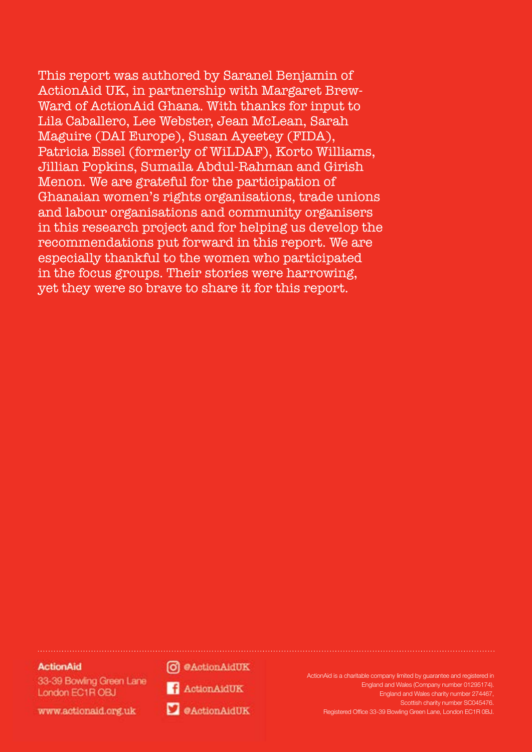This report was authored by Saranel Benjamin of ActionAid UK, in partnership with Margaret Brew-Ward of ActionAid Ghana. With thanks for input to Lila Caballero, Lee Webster, Jean McLean, Sarah Maguire (DAI Europe), Susan Ayeetey (FIDA), Patricia Essel (formerly of WiLDAF), Korto Williams, Jillian Popkins, Sumaila Abdul-Rahman and Girish Menon. We are grateful for the participation of Ghanaian women's rights organisations, trade unions and labour organisations and community organisers in this research project and for helping us develop the recommendations put forward in this report. We are especially thankful to the women who participated in the focus groups. Their stories were harrowing, yet they were so brave to share it for this report.

**ActionAid**

33-39 Bowling Green Lane
London EC1R OBJ

www.actionaid.org.uk

@ActionAidUK

ActionAidUK

@ActionAidUK

ActionAid is a charitable company limited by guarantee and registered in England and Wales (Company number 01295174). England and Wales charity number 274467, Scottish charity number SC045476. Registered Office 33-39 Bowling Green Lane, London EC1R 0BJ.